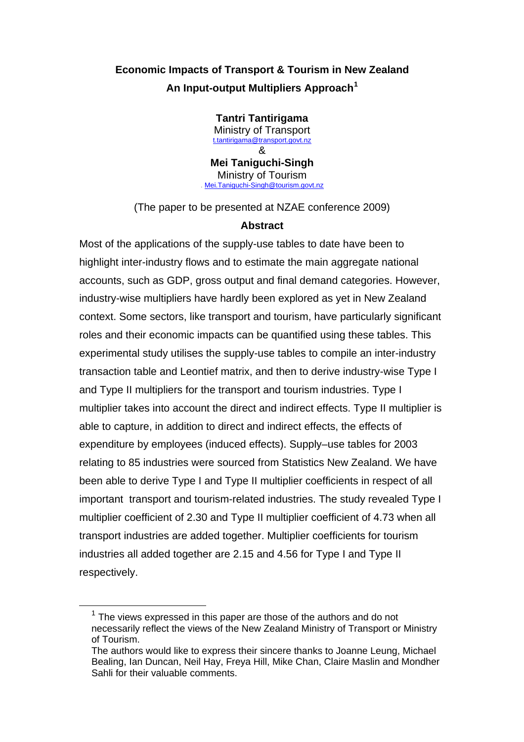# Economic Impacts of Transport & Tourism in New Zealand

## An Input-output Multipliers Approach[1]

**Tantri Tantirigama**
Ministry of Transport
t.tantirigama@transport.govt.nz
&
**Mei Taniguchi-Singh**
Ministry of Tourism
Mei.Taniguchi-Singh@tourism.govt.nz

(The paper to be presented at NZAE conference 2009)

### Abstract

Most of the applications of the supply-use tables to date have been to highlight inter-industry flows and to estimate the main aggregate national accounts, such as GDP, gross output and final demand categories. However, industry-wise multipliers have hardly been explored as yet in New Zealand context. Some sectors, like transport and tourism, have particularly significant roles and their economic impacts can be quantified using these tables. This experimental study utilises the supply-use tables to compile an inter-industry transaction table and Leontief matrix, and then to derive industry-wise Type I and Type II multipliers for the transport and tourism industries. Type I multiplier takes into account the direct and indirect effects. Type II multiplier is able to capture, in addition to direct and indirect effects, the effects of expenditure by employees (induced effects). Supply–use tables for 2003 relating to 85 industries were sourced from Statistics New Zealand. We have been able to derive Type I and Type II multiplier coefficients in respect of all important transport and tourism-related industries. The study revealed Type I multiplier coefficient of 2.30 and Type II multiplier coefficient of 4.73 when all transport industries are added together. Multiplier coefficients for tourism industries all added together are 2.15 and 4.56 for Type I and Type II respectively.

---

[1] The views expressed in this paper are those of the authors and do not necessarily reflect the views of the New Zealand Ministry of Transport or Ministry of Tourism.
The authors would like to express their sincere thanks to Joanne Leung, Michael Bealing, Ian Duncan, Neil Hay, Freya Hill, Mike Chan, Claire Maslin and Mondher Sahli for their valuable comments.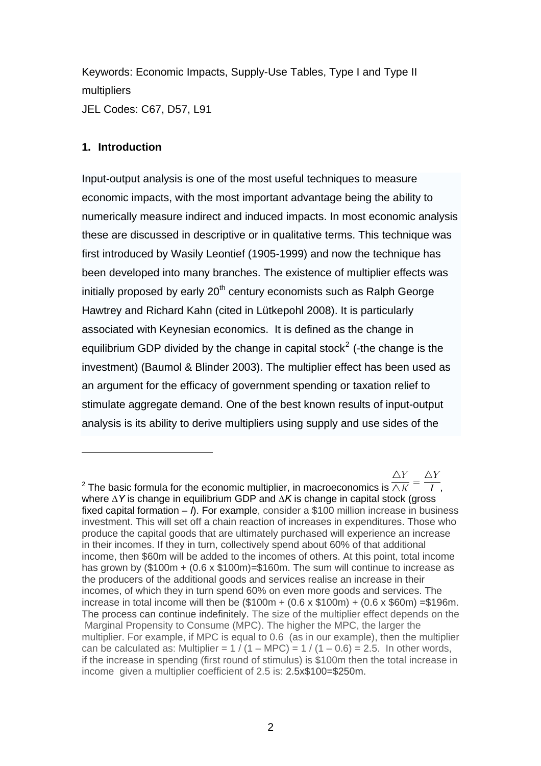Keywords: Economic Impacts, Supply-Use Tables, Type I and Type II multipliers

JEL Codes: C67, D57, L91

## 1. Introduction

Input-output analysis is one of the most useful techniques to measure economic impacts, with the most important advantage being the ability to numerically measure indirect and induced impacts. In most economic analysis these are discussed in descriptive or in qualitative terms. This technique was first introduced by Wasily Leontief (1905-1999) and now the technique has been developed into many branches. The existence of multiplier effects was initially proposed by early 20th century economists such as Ralph George Hawtrey and Richard Kahn (cited in Lütkepohl 2008). It is particularly associated with Keynesian economics. It is defined as the change in equilibrium GDP divided by the change in capital stock[2] (-the change is the investment) (Baumol & Blinder 2003). The multiplier effect has been used as an argument for the efficacy of government spending or taxation relief to stimulate aggregate demand. One of the best known results of input-output analysis is its ability to derive multipliers using supply and use sides of the

---

[2] The basic formula for the economic multiplier, in macroeconomics is $\frac{\triangle Y}{\triangle K} = \frac{\triangle Y}{I}$, where $\Delta Y$ is change in equilibrium GDP and $\Delta K$ is change in capital stock (gross fixed capital formation – $I$). For example, consider a \$100 million increase in business investment. This will set off a chain reaction of increases in expenditures. Those who produce the capital goods that are ultimately purchased will experience an increase in their incomes. If they in turn, collectively spend about 60% of that additional income, then \$60m will be added to the incomes of others. At this point, total income has grown by (\$100m + (0.6 x \$100m)=\$160m. The sum will continue to increase as the producers of the additional goods and services realise an increase in their incomes, of which they in turn spend 60% on even more goods and services. The increase in total income will then be (\$100m + (0.6 x \$100m) + (0.6 x \$60m) =\$196m. The process can continue indefinitely. The size of the multiplier effect depends on the Marginal Propensity to Consume (MPC). The higher the MPC, the larger the multiplier. For example, if MPC is equal to 0.6 (as in our example), then the multiplier can be calculated as: Multiplier = 1 / (1 – MPC) = 1 / (1 – 0.6) = 2.5. In other words, if the increase in spending (first round of stimulus) is \$100m then the total increase in income given a multiplier coefficient of 2.5 is: 2.5x\$100=\$250m.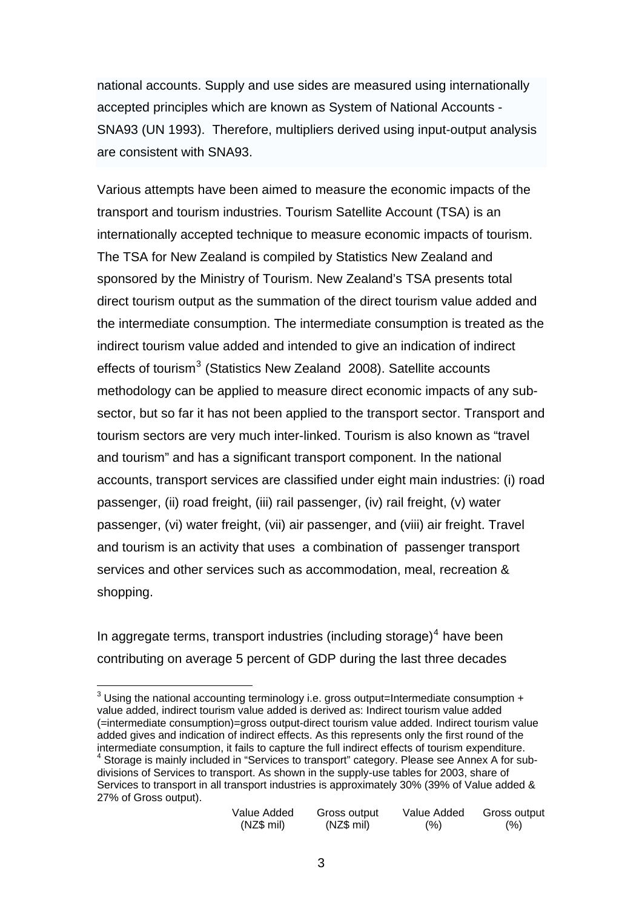national accounts. Supply and use sides are measured using internationally accepted principles which are known as System of National Accounts - SNA93 (UN 1993). Therefore, multipliers derived using input-output analysis are consistent with SNA93.

Various attempts have been aimed to measure the economic impacts of the transport and tourism industries. Tourism Satellite Account (TSA) is an internationally accepted technique to measure economic impacts of tourism. The TSA for New Zealand is compiled by Statistics New Zealand and sponsored by the Ministry of Tourism. New Zealand's TSA presents total direct tourism output as the summation of the direct tourism value added and the intermediate consumption. The intermediate consumption is treated as the indirect tourism value added and intended to give an indication of indirect effects of tourism[3] (Statistics New Zealand 2008). Satellite accounts methodology can be applied to measure direct economic impacts of any sub-sector, but so far it has not been applied to the transport sector. Transport and tourism sectors are very much inter-linked. Tourism is also known as "travel and tourism" and has a significant transport component. In the national accounts, transport services are classified under eight main industries: (i) road passenger, (ii) road freight, (iii) rail passenger, (iv) rail freight, (v) water passenger, (vi) water freight, (vii) air passenger, and (viii) air freight. Travel and tourism is an activity that uses a combination of passenger transport services and other services such as accommodation, meal, recreation & shopping.

In aggregate terms, transport industries (including storage)[4] have been contributing on average 5 percent of GDP during the last three decades

---

[3] Using the national accounting terminology i.e. gross output=Intermediate consumption + value added, indirect tourism value added is derived as: Indirect tourism value added (=intermediate consumption)=gross output-direct tourism value added. Indirect tourism value added gives and indication of indirect effects. As this represents only the first round of the intermediate consumption, it fails to capture the full indirect effects of tourism expenditure.

[4] Storage is mainly included in "Services to transport" category. Please see Annex A for sub-divisions of Services to transport. As shown in the supply-use tables for 2003, share of Services to transport in all transport industries is approximately 30% (39% of Value added & 27% of Gross output).

| | Value Added (NZ$ mil) | Gross output (NZ$ mil) | Value Added (%) | Gross output (%) |
|---|---|---|---|---|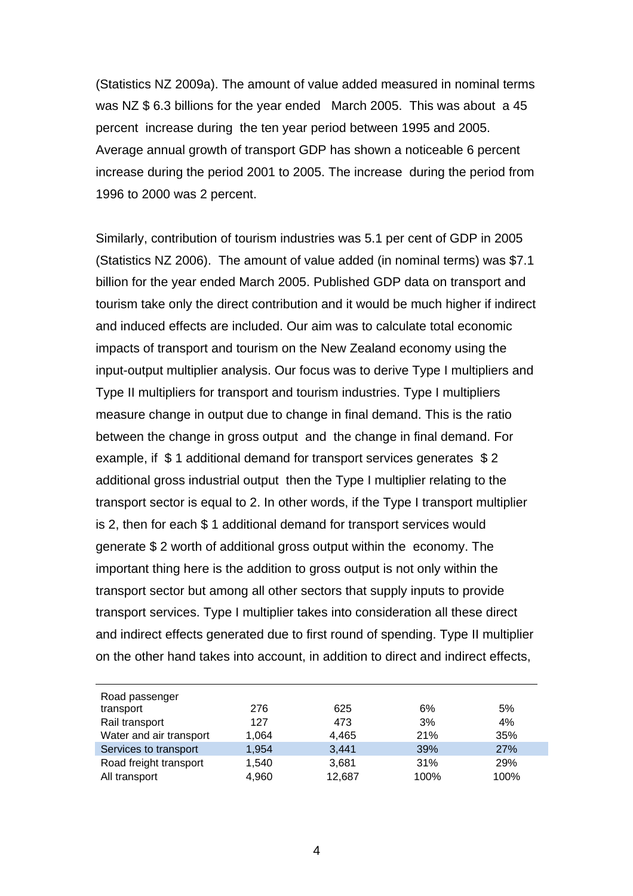(Statistics NZ 2009a). The amount of value added measured in nominal terms was NZ $ 6.3 billions for the year ended March 2005. This was about a 45 percent increase during the ten year period between 1995 and 2005. Average annual growth of transport GDP has shown a noticeable 6 percent increase during the period 2001 to 2005. The increase during the period from 1996 to 2000 was 2 percent.

Similarly, contribution of tourism industries was 5.1 per cent of GDP in 2005 (Statistics NZ 2006). The amount of value added (in nominal terms) was $7.1 billion for the year ended March 2005. Published GDP data on transport and tourism take only the direct contribution and it would be much higher if indirect and induced effects are included. Our aim was to calculate total economic impacts of transport and tourism on the New Zealand economy using the input-output multiplier analysis. Our focus was to derive Type I multipliers and Type II multipliers for transport and tourism industries. Type I multipliers measure change in output due to change in final demand. This is the ratio between the change in gross output and the change in final demand. For example, if $ 1 additional demand for transport services generates $ 2 additional gross industrial output then the Type I multiplier relating to the transport sector is equal to 2. In other words, if the Type I transport multiplier is 2, then for each $ 1 additional demand for transport services would generate $ 2 worth of additional gross output within the economy. The important thing here is the addition to gross output is not only within the transport sector but among all other sectors that supply inputs to provide transport services. Type I multiplier takes into consideration all these direct and indirect effects generated due to first round of spending. Type II multiplier on the other hand takes into account, in addition to direct and indirect effects,

| | | | | |
|---|---|---|---|---|
| Road passenger transport | 276 | 625 | 6% | 5% |
| Rail transport | 127 | 473 | 3% | 4% |
| Water and air transport | 1,064 | 4,465 | 21% | 35% |
| Services to transport | 1,954 | 3,441 | 39% | 27% |
| Road freight transport | 1,540 | 3,681 | 31% | 29% |
| All transport | 4,960 | 12,687 | 100% | 100% |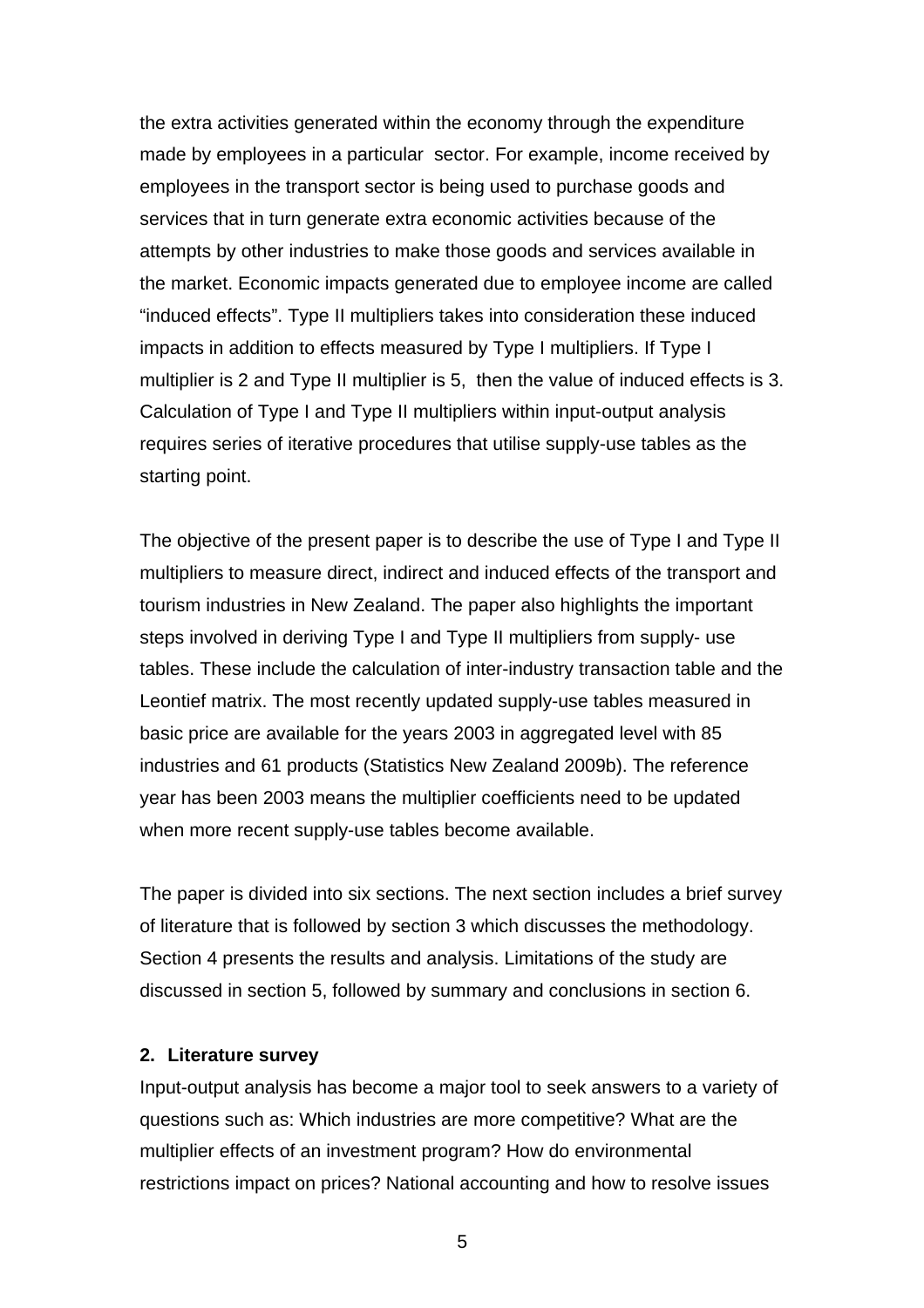the extra activities generated within the economy through the expenditure made by employees in a particular  sector. For example, income received by employees in the transport sector is being used to purchase goods and services that in turn generate extra economic activities because of the attempts by other industries to make those goods and services available in the market. Economic impacts generated due to employee income are called “induced effects”. Type II multipliers takes into consideration these induced impacts in addition to effects measured by Type I multipliers. If Type I multiplier is 2 and Type II multiplier is 5,  then the value of induced effects is 3. Calculation of Type I and Type II multipliers within input-output analysis requires series of iterative procedures that utilise supply-use tables as the starting point.

The objective of the present paper is to describe the use of Type I and Type II multipliers to measure direct, indirect and induced effects of the transport and tourism industries in New Zealand. The paper also highlights the important steps involved in deriving Type I and Type II multipliers from supply- use tables. These include the calculation of inter-industry transaction table and the Leontief matrix. The most recently updated supply-use tables measured in basic price are available for the years 2003 in aggregated level with 85 industries and 61 products (Statistics New Zealand 2009b). The reference year has been 2003 means the multiplier coefficients need to be updated when more recent supply-use tables become available.

The paper is divided into six sections. The next section includes a brief survey of literature that is followed by section 3 which discusses the methodology. Section 4 presents the results and analysis. Limitations of the study are discussed in section 5, followed by summary and conclusions in section 6.

## 2. Literature survey

Input-output analysis has become a major tool to seek answers to a variety of questions such as: Which industries are more competitive? What are the multiplier effects of an investment program? How do environmental restrictions impact on prices? National accounting and how to resolve issues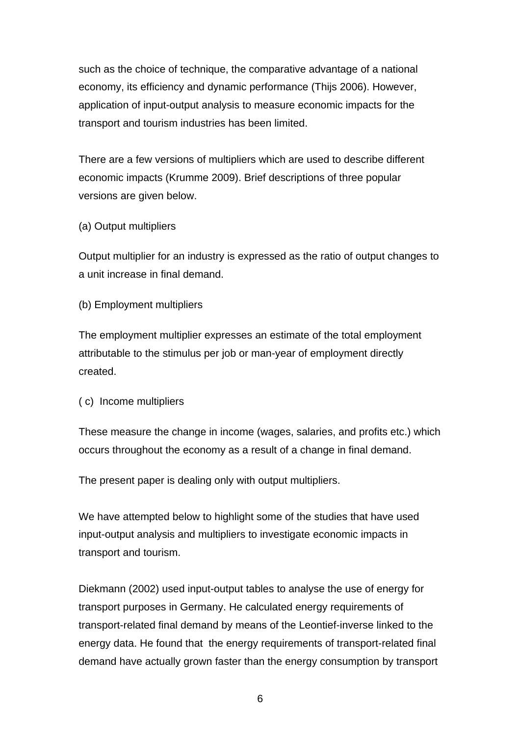such as the choice of technique, the comparative advantage of a national economy, its efficiency and dynamic performance (Thijs 2006). However, application of input-output analysis to measure economic impacts for the transport and tourism industries has been limited.

There are a few versions of multipliers which are used to describe different economic impacts (Krumme 2009). Brief descriptions of three popular versions are given below.

(a) Output multipliers

Output multiplier for an industry is expressed as the ratio of output changes to a unit increase in final demand.

(b) Employment multipliers

The employment multiplier expresses an estimate of the total employment attributable to the stimulus per job or man-year of employment directly created.

( c) Income multipliers

These measure the change in income (wages, salaries, and profits etc.) which occurs throughout the economy as a result of a change in final demand.

The present paper is dealing only with output multipliers.

We have attempted below to highlight some of the studies that have used input-output analysis and multipliers to investigate economic impacts in transport and tourism.

Diekmann (2002) used input-output tables to analyse the use of energy for transport purposes in Germany. He calculated energy requirements of transport-related final demand by means of the Leontief-inverse linked to the energy data. He found that the energy requirements of transport-related final demand have actually grown faster than the energy consumption by transport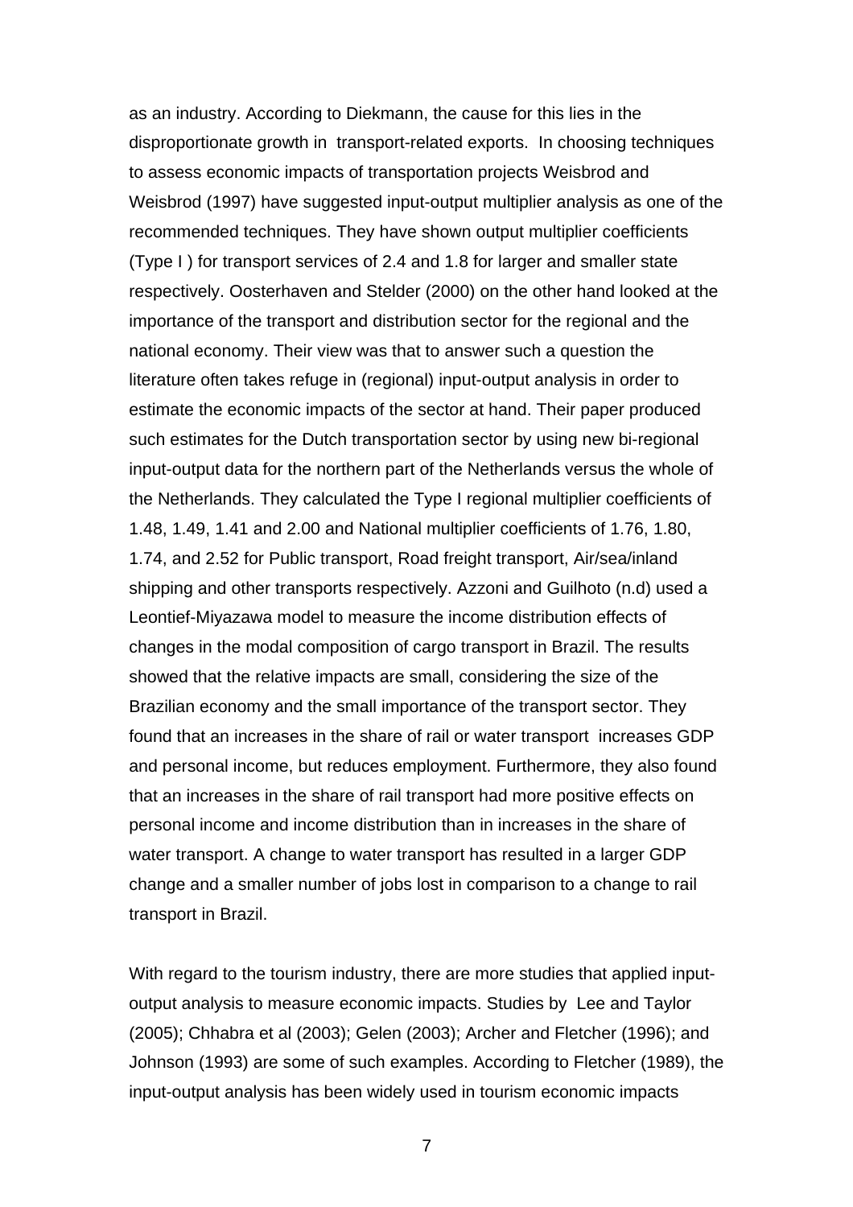as an industry. According to Diekmann, the cause for this lies in the disproportionate growth in transport-related exports. In choosing techniques to assess economic impacts of transportation projects Weisbrod and Weisbrod (1997) have suggested input-output multiplier analysis as one of the recommended techniques. They have shown output multiplier coefficients (Type I ) for transport services of 2.4 and 1.8 for larger and smaller state respectively. Oosterhaven and Stelder (2000) on the other hand looked at the importance of the transport and distribution sector for the regional and the national economy. Their view was that to answer such a question the literature often takes refuge in (regional) input-output analysis in order to estimate the economic impacts of the sector at hand. Their paper produced such estimates for the Dutch transportation sector by using new bi-regional input-output data for the northern part of the Netherlands versus the whole of the Netherlands. They calculated the Type I regional multiplier coefficients of 1.48, 1.49, 1.41 and 2.00 and National multiplier coefficients of 1.76, 1.80, 1.74, and 2.52 for Public transport, Road freight transport, Air/sea/inland shipping and other transports respectively. Azzoni and Guilhoto (n.d) used a Leontief-Miyazawa model to measure the income distribution effects of changes in the modal composition of cargo transport in Brazil. The results showed that the relative impacts are small, considering the size of the Brazilian economy and the small importance of the transport sector. They found that an increases in the share of rail or water transport increases GDP and personal income, but reduces employment. Furthermore, they also found that an increases in the share of rail transport had more positive effects on personal income and income distribution than in increases in the share of water transport. A change to water transport has resulted in a larger GDP change and a smaller number of jobs lost in comparison to a change to rail transport in Brazil.

With regard to the tourism industry, there are more studies that applied input-output analysis to measure economic impacts. Studies by Lee and Taylor (2005); Chhabra et al (2003); Gelen (2003); Archer and Fletcher (1996); and Johnson (1993) are some of such examples. According to Fletcher (1989), the input-output analysis has been widely used in tourism economic impacts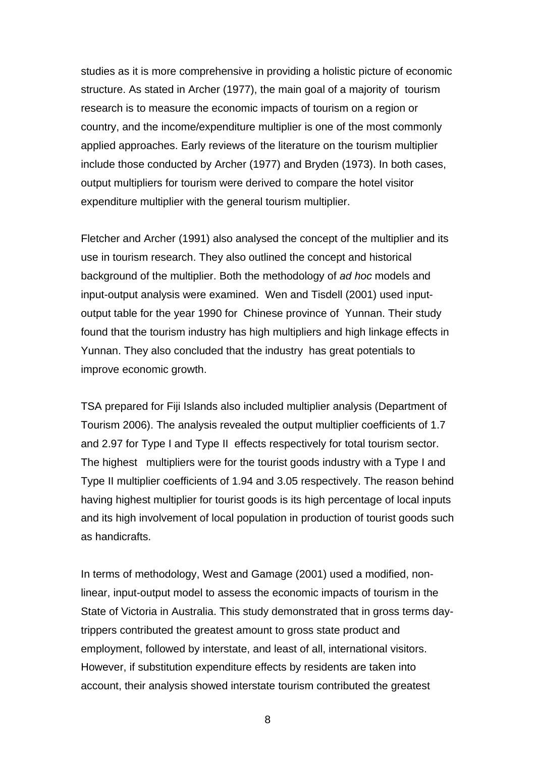studies as it is more comprehensive in providing a holistic picture of economic structure. As stated in Archer (1977), the main goal of a majority of tourism research is to measure the economic impacts of tourism on a region or country, and the income/expenditure multiplier is one of the most commonly applied approaches. Early reviews of the literature on the tourism multiplier include those conducted by Archer (1977) and Bryden (1973). In both cases, output multipliers for tourism were derived to compare the hotel visitor expenditure multiplier with the general tourism multiplier.

Fletcher and Archer (1991) also analysed the concept of the multiplier and its use in tourism research. They also outlined the concept and historical background of the multiplier. Both the methodology of *ad hoc* models and input-output analysis were examined. Wen and Tisdell (2001) used input-output table for the year 1990 for Chinese province of Yunnan. Their study found that the tourism industry has high multipliers and high linkage effects in Yunnan. They also concluded that the industry has great potentials to improve economic growth.

TSA prepared for Fiji Islands also included multiplier analysis (Department of Tourism 2006). The analysis revealed the output multiplier coefficients of 1.7 and 2.97 for Type I and Type II effects respectively for total tourism sector. The highest multipliers were for the tourist goods industry with a Type I and Type II multiplier coefficients of 1.94 and 3.05 respectively. The reason behind having highest multiplier for tourist goods is its high percentage of local inputs and its high involvement of local population in production of tourist goods such as handicrafts.

In terms of methodology, West and Gamage (2001) used a modified, non-linear, input-output model to assess the economic impacts of tourism in the State of Victoria in Australia. This study demonstrated that in gross terms day-trippers contributed the greatest amount to gross state product and employment, followed by interstate, and least of all, international visitors. However, if substitution expenditure effects by residents are taken into account, their analysis showed interstate tourism contributed the greatest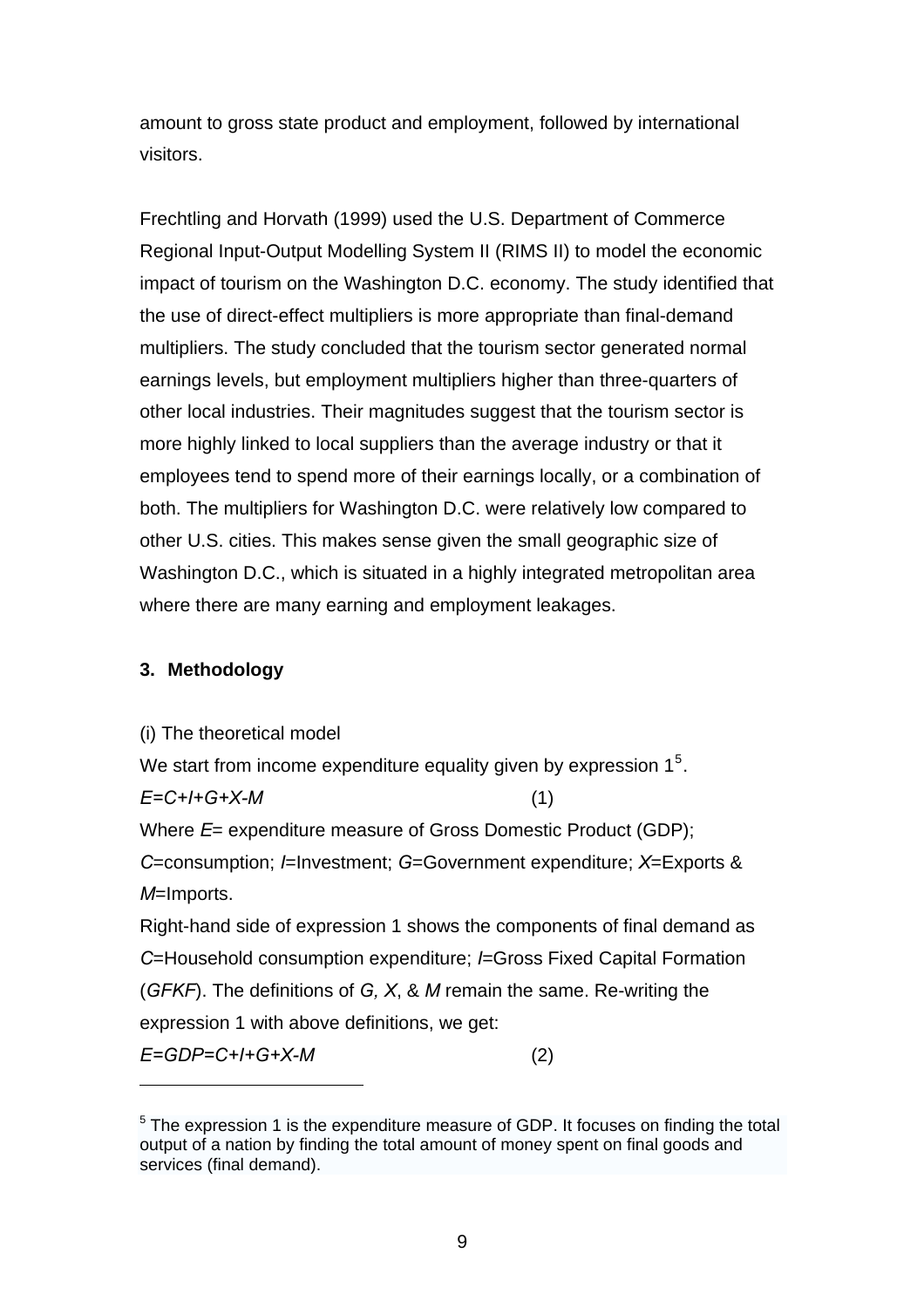amount to gross state product and employment, followed by international visitors.

Frechtling and Horvath (1999) used the U.S. Department of Commerce Regional Input-Output Modelling System II (RIMS II) to model the economic impact of tourism on the Washington D.C. economy. The study identified that the use of direct-effect multipliers is more appropriate than final-demand multipliers. The study concluded that the tourism sector generated normal earnings levels, but employment multipliers higher than three-quarters of other local industries. Their magnitudes suggest that the tourism sector is more highly linked to local suppliers than the average industry or that it employees tend to spend more of their earnings locally, or a combination of both. The multipliers for Washington D.C. were relatively low compared to other U.S. cities. This makes sense given the small geographic size of Washington D.C., which is situated in a highly integrated metropolitan area where there are many earning and employment leakages.

### 3. Methodology

(i) The theoretical model

We start from income expenditure equality given by expression 1[5].

$$E=C+I+G+X-M \qquad (1)$$

Where $E$= expenditure measure of Gross Domestic Product (GDP); $C$=consumption; $I$=Investment; $G$=Government expenditure; $X$=Exports & $M$=Imports.

Right-hand side of expression 1 shows the components of final demand as $C$=Household consumption expenditure; $I$=Gross Fixed Capital Formation (*GFKF*). The definitions of $G$, $X$, & $M$ remain the same. Re-writing the expression 1 with above definitions, we get:

$$E=GDP=C+I+G+X-M \qquad (2)$$

[5] The expression 1 is the expenditure measure of GDP. It focuses on finding the total output of a nation by finding the total amount of money spent on final goods and services (final demand).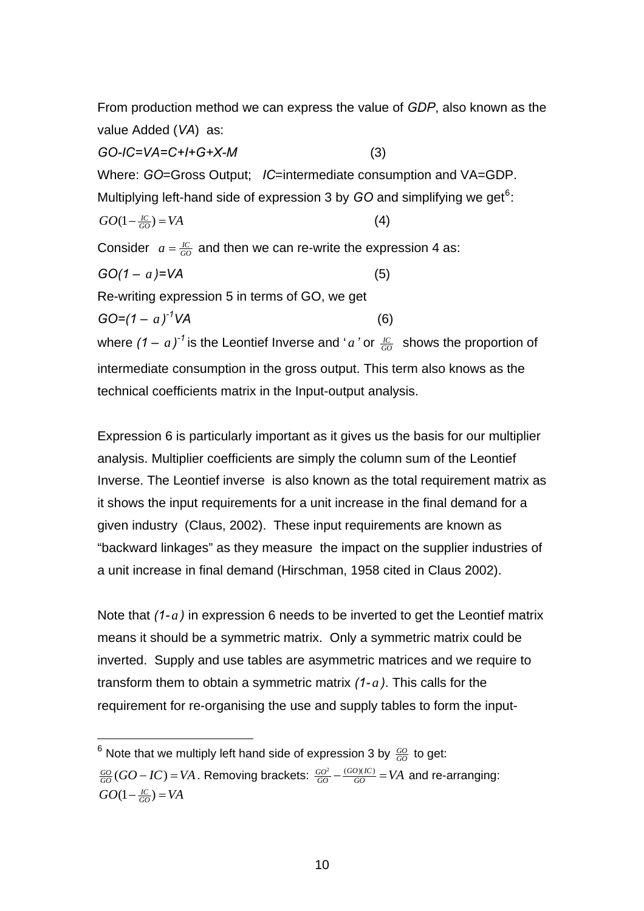From production method we can express the value of *GDP*, also known as the value Added (*VA*) as:

$$GO-IC=VA=C+I+G+X-M \qquad (3)$$

Where: *GO*=Gross Output; *IC*=intermediate consumption and VA=GDP.

Multiplying left-hand side of expression 3 by *GO* and simplifying we get[6]:

$$GO(1-\tfrac{IC}{GO})=VA \qquad (4)$$

Consider $a=\frac{IC}{GO}$ and then we can re-write the expression 4 as:

$$GO(1-a)=VA \qquad (5)$$

Re-writing expression 5 in terms of GO, we get

$$GO=(1-a)^{-1}VA \qquad (6)$$

where $(1-a)^{-1}$ is the Leontief Inverse and '$a$' or $\frac{IC}{GO}$ shows the proportion of intermediate consumption in the gross output. This term also knows as the technical coefficients matrix in the Input-output analysis.

Expression 6 is particularly important as it gives us the basis for our multiplier analysis. Multiplier coefficients are simply the column sum of the Leontief Inverse. The Leontief inverse is also known as the total requirement matrix as it shows the input requirements for a unit increase in the final demand for a given industry (Claus, 2002). These input requirements are known as "backward linkages" as they measure the impact on the supplier industries of a unit increase in final demand (Hirschman, 1958 cited in Claus 2002).

Note that $(1-a)$ in expression 6 needs to be inverted to get the Leontief matrix means it should be a symmetric matrix. Only a symmetric matrix could be inverted. Supply and use tables are asymmetric matrices and we require to transform them to obtain a symmetric matrix $(1-a)$. This calls for the requirement for re-organising the use and supply tables to form the input-

---

[6] Note that we multiply left hand side of expression 3 by $\frac{GO}{GO}$ to get: $\frac{GO}{GO}(GO-IC)=VA$. Removing brackets: $\frac{GO^2}{GO}-\frac{(GO)(IC)}{GO}=VA$ and re-arranging: $GO(1-\frac{IC}{GO})=VA$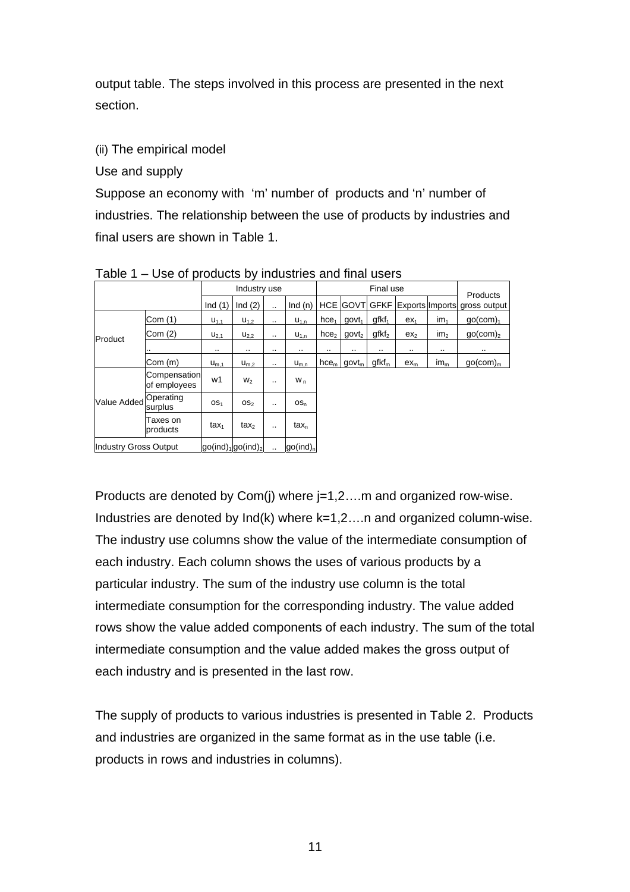output table. The steps involved in this process are presented in the next section.

(ii) The empirical model

Use and supply

Suppose an economy with 'm' number of products and 'n' number of industries. The relationship between the use of products by industries and final users are shown in Table 1.

Table 1 – Use of products by industries and final users

| | | Industry use | | | | Final use | | | | | Products gross output |
|---|---|---|---|---|---|---|---|---|---|---|---|
| | | Ind (1) | Ind (2) | .. | Ind (n) | HCE | GOVT | GFKF | Exports | Imports | |
| Product | Com (1) | $u_{1,1}$ | $u_{1,2}$ | .. | $u_{1,n}$ | $hce_1$ | $govt_1$ | $gfkf_1$ | $ex_1$ | $im_1$ | $go(com)_1$ |
| | Com (2) | $u_{2,1}$ | $u_{2,2}$ | .. | $u_{1,n}$ | $hce_2$ | $govt_2$ | $gfkf_2$ | $ex_2$ | $im_2$ | $go(com)_2$ |
| | .. | .. | .. | .. | .. | .. | .. | .. | .. | .. | .. |
| | Com (m) | $u_{m,1}$ | $u_{m,2}$ | .. | $u_{m,n}$ | $hce_m$ | $govt_m$ | $gfkf_m$ | $ex_m$ | $im_m$ | $go(com)_m$ |
| Value Added | Compensation of employees | w1 | $w_2$ | .. | $w_n$ | | | | | | |
| | Operating surplus | $os_1$ | $os_2$ | .. | $os_n$ | | | | | | |
| | Taxes on products | $tax_1$ | $tax_2$ | .. | $tax_n$ | | | | | | |
| Industry Gross Output | | $go(ind)_1$ | $go(ind)_2$ | .. | $go(ind)_n$ | | | | | | |

Products are denoted by Com(j) where j=1,2….m and organized row-wise. Industries are denoted by Ind(k) where k=1,2….n and organized column-wise. The industry use columns show the value of the intermediate consumption of each industry. Each column shows the uses of various products by a particular industry. The sum of the industry use column is the total intermediate consumption for the corresponding industry. The value added rows show the value added components of each industry. The sum of the total intermediate consumption and the value added makes the gross output of each industry and is presented in the last row.

The supply of products to various industries is presented in Table 2. Products and industries are organized in the same format as in the use table (i.e. products in rows and industries in columns).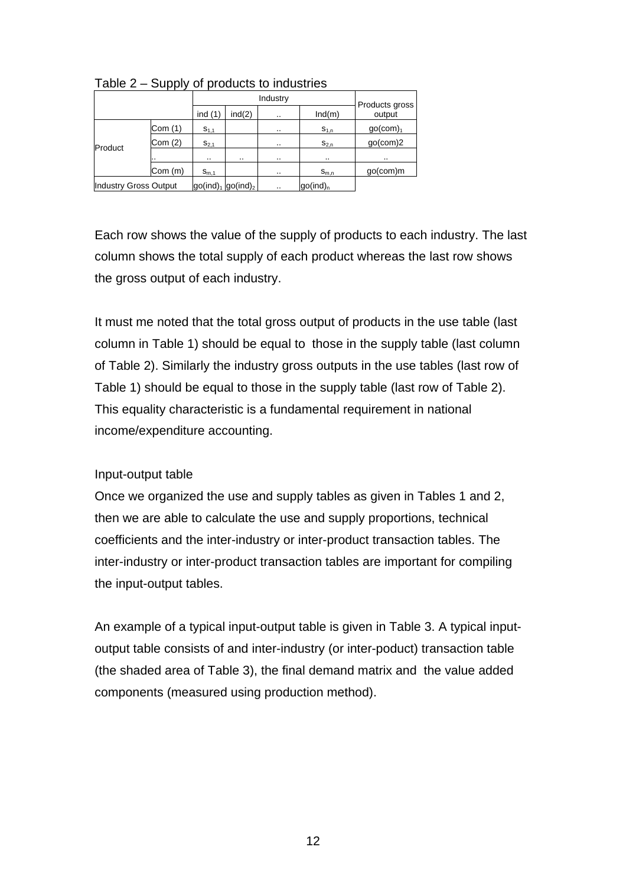Table 2 – Supply of products to industries

| | | Industry | | | | Products gross output |
|---|---|---|---|---|---|---|
| | | ind (1) | ind(2) | .. | Ind(m) | |
| Product | Com (1) | $s_{1,1}$ | | .. | $s_{1,n}$ | $go(com)_1$ |
| | Com (2) | $s_{2,1}$ | | .. | $s_{2,n}$ | go(com)2 |
| | .. | .. | .. | .. | .. | .. |
| | Com (m) | $s_{m,1}$ | | .. | $s_{m,n}$ | go(com)m |
| Industry Gross Output | | $go(ind)_1$ | $go(ind)_2$ | .. | $go(ind)_n$ | |

Each row shows the value of the supply of products to each industry. The last column shows the total supply of each product whereas the last row shows the gross output of each industry.

It must me noted that the total gross output of products in the use table (last column in Table 1) should be equal to those in the supply table (last column of Table 2). Similarly the industry gross outputs in the use tables (last row of Table 1) should be equal to those in the supply table (last row of Table 2). This equality characteristic is a fundamental requirement in national income/expenditure accounting.

Input-output table

Once we organized the use and supply tables as given in Tables 1 and 2, then we are able to calculate the use and supply proportions, technical coefficients and the inter-industry or inter-product transaction tables. The inter-industry or inter-product transaction tables are important for compiling the input-output tables.

An example of a typical input-output table is given in Table 3. A typical input-output table consists of and inter-industry (or inter-poduct) transaction table (the shaded area of Table 3), the final demand matrix and the value added components (measured using production method).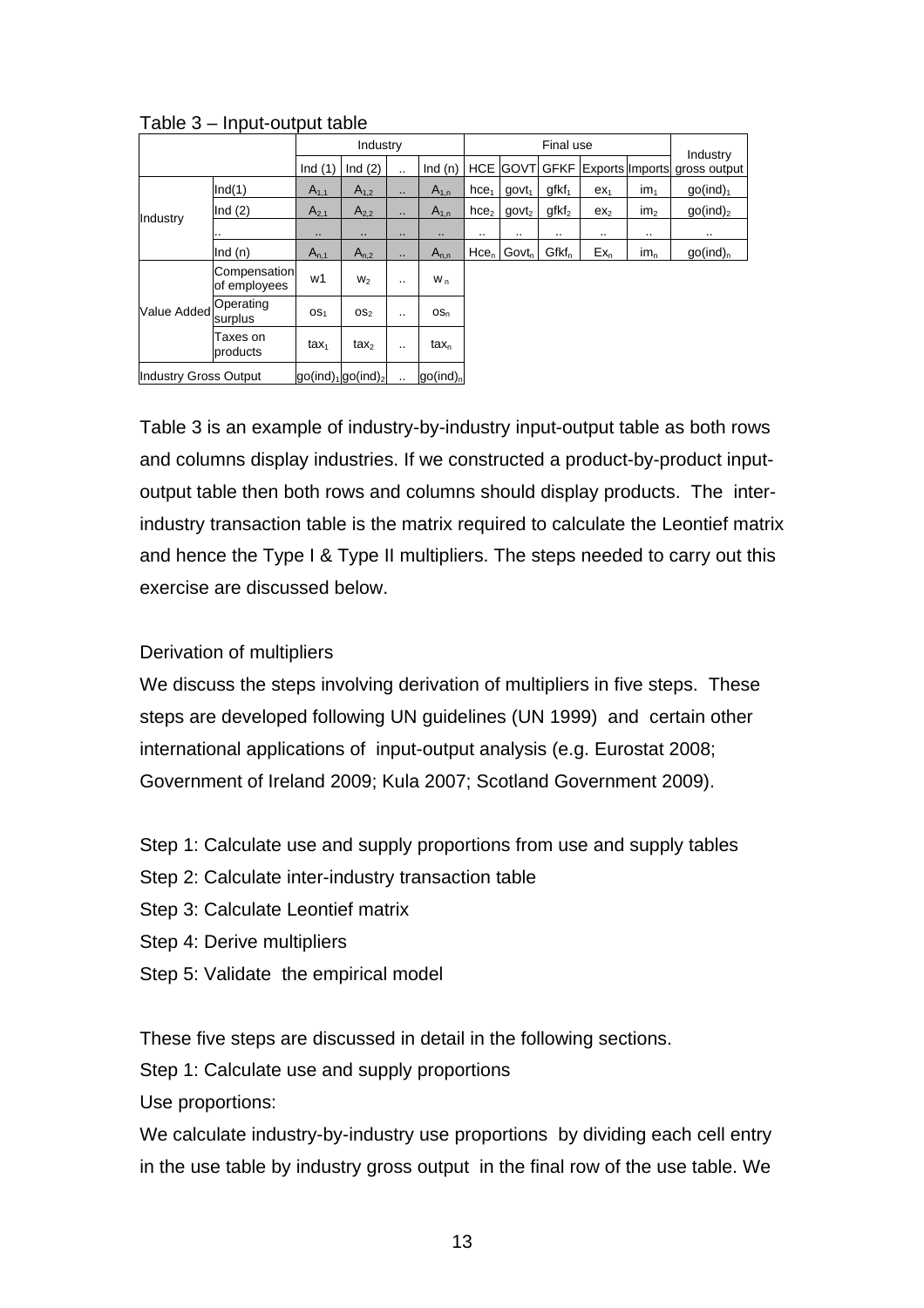Table 3 – Input-output table

| | | Industry | | | | Final use | | | | | Industry gross output |
|---|---|---|---|---|---|---|---|---|---|---|---|
| | | Ind (1) | Ind (2) | .. | Ind (n) | HCE | GOVT | GFKF | Exports | Imports | |
| Industry | Ind(1) | $A_{1,1}$ | $A_{1,2}$ | .. | $A_{1,n}$ | $hce_1$ | $govt_1$ | $gfkf_1$ | $ex_1$ | $im_1$ | $go(ind)_1$ |
| | Ind (2) | $A_{2,1}$ | $A_{2,2}$ | .. | $A_{1,n}$ | $hce_2$ | $govt_2$ | $gfkf_2$ | $ex_2$ | $im_2$ | $go(ind)_2$ |
| | .. | .. | .. | .. | .. | .. | .. | .. | .. | .. | .. |
| | Ind (n) | $A_{n,1}$ | $A_{n,2}$ | .. | $A_{n,n}$ | $Hce_n$ | $Govt_n$ | $Gfkf_n$ | $Ex_n$ | $im_n$ | $go(ind)_n$ |
| Value Added | Compensation of employees | w1 | $w_2$ | .. | $w_n$ | | | | | | |
| | Operating surplus | $os_1$ | $os_2$ | .. | $os_n$ | | | | | | |
| | Taxes on products | $tax_1$ | $tax_2$ | .. | $tax_n$ | | | | | | |
| Industry Gross Output | | $go(ind)_1$ | $go(ind)_2$ | .. | $go(ind)_n$ | | | | | | |

Table 3 is an example of industry-by-industry input-output table as both rows and columns display industries. If we constructed a product-by-product input-output table then both rows and columns should display products. The inter-industry transaction table is the matrix required to calculate the Leontief matrix and hence the Type I & Type II multipliers. The steps needed to carry out this exercise are discussed below.

Derivation of multipliers

We discuss the steps involving derivation of multipliers in five steps. These steps are developed following UN guidelines (UN 1999) and certain other international applications of input-output analysis (e.g. Eurostat 2008; Government of Ireland 2009; Kula 2007; Scotland Government 2009).

Step 1: Calculate use and supply proportions from use and supply tables

Step 2: Calculate inter-industry transaction table

Step 3: Calculate Leontief matrix

Step 4: Derive multipliers

Step 5: Validate the empirical model

These five steps are discussed in detail in the following sections.

Step 1: Calculate use and supply proportions

Use proportions:

We calculate industry-by-industry use proportions by dividing each cell entry in the use table by industry gross output in the final row of the use table. We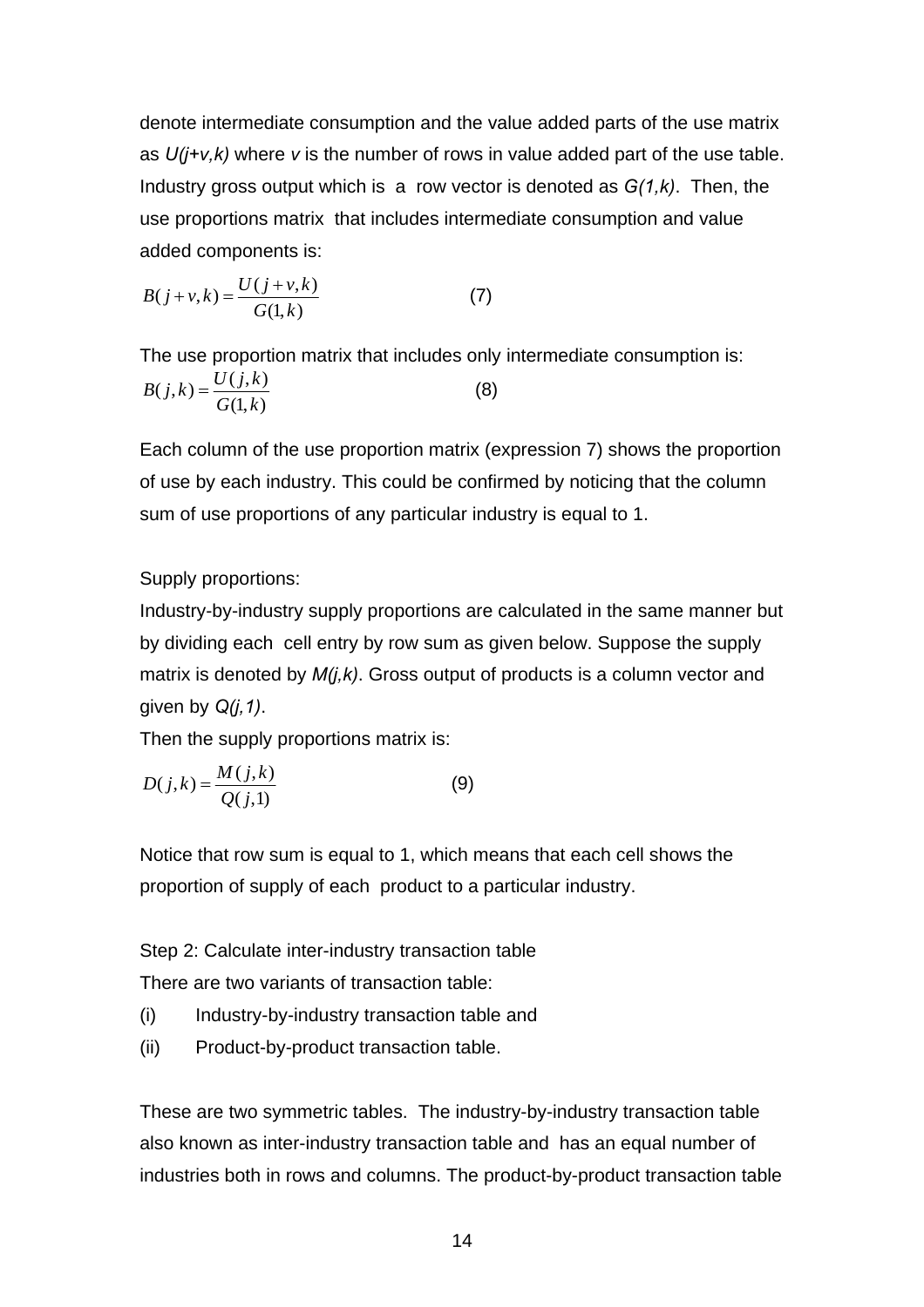denote intermediate consumption and the value added parts of the use matrix as $U(j+v,k)$ where $v$ is the number of rows in value added part of the use table. Industry gross output which is a row vector is denoted as $G(1,k)$. Then, the use proportions matrix that includes intermediate consumption and value added components is:

$$B(j+v,k) = \frac{U(j+v,k)}{G(1,k)} \qquad (7)$$

The use proportion matrix that includes only intermediate consumption is:

$$B(j,k) = \frac{U(j,k)}{G(1,k)} \qquad (8)$$

Each column of the use proportion matrix (expression 7) shows the proportion of use by each industry. This could be confirmed by noticing that the column sum of use proportions of any particular industry is equal to 1.

Supply proportions:

Industry-by-industry supply proportions are calculated in the same manner but by dividing each cell entry by row sum as given below. Suppose the supply matrix is denoted by $M(j,k)$. Gross output of products is a column vector and given by $Q(j,1)$.

Then the supply proportions matrix is:

$$D(j,k) = \frac{M(j,k)}{Q(j,1)} \qquad (9)$$

Notice that row sum is equal to 1, which means that each cell shows the proportion of supply of each product to a particular industry.

Step 2: Calculate inter-industry transaction table

There are two variants of transaction table:

(i) Industry-by-industry transaction table and

(ii) Product-by-product transaction table.

These are two symmetric tables. The industry-by-industry transaction table also known as inter-industry transaction table and has an equal number of industries both in rows and columns. The product-by-product transaction table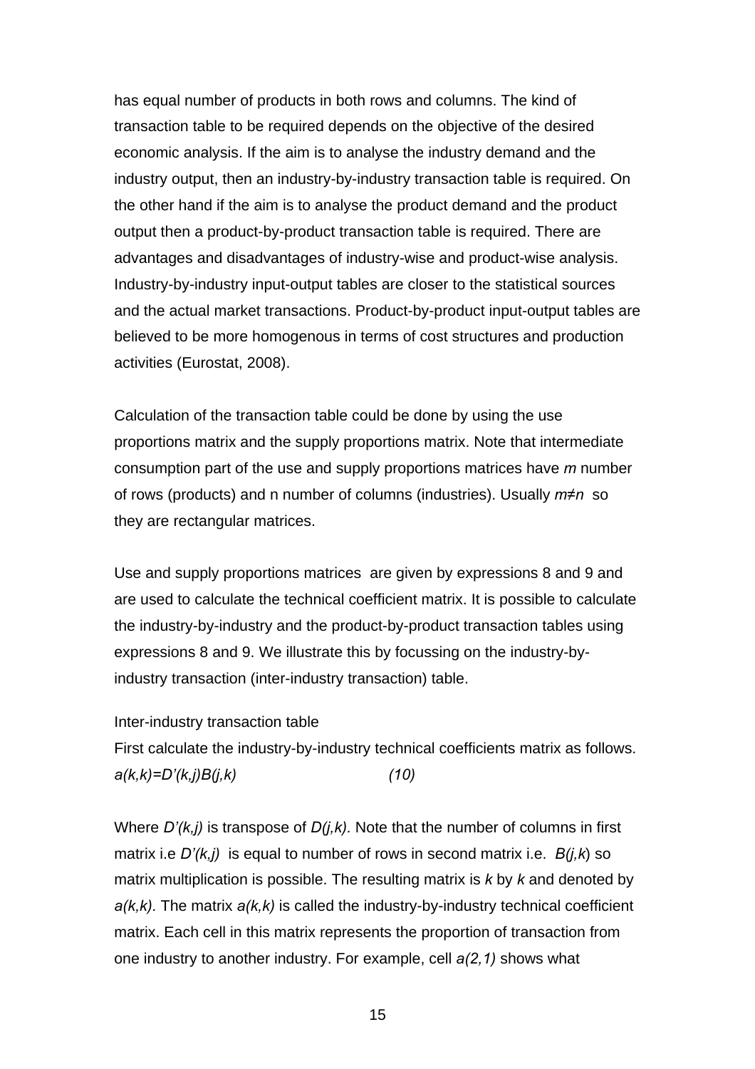has equal number of products in both rows and columns. The kind of transaction table to be required depends on the objective of the desired economic analysis. If the aim is to analyse the industry demand and the industry output, then an industry-by-industry transaction table is required. On the other hand if the aim is to analyse the product demand and the product output then a product-by-product transaction table is required. There are advantages and disadvantages of industry-wise and product-wise analysis. Industry-by-industry input-output tables are closer to the statistical sources and the actual market transactions. Product-by-product input-output tables are believed to be more homogenous in terms of cost structures and production activities (Eurostat, 2008).

Calculation of the transaction table could be done by using the use proportions matrix and the supply proportions matrix. Note that intermediate consumption part of the use and supply proportions matrices have $m$ number of rows (products) and n number of columns (industries). Usually $m \neq n$ so they are rectangular matrices.

Use and supply proportions matrices are given by expressions 8 and 9 and are used to calculate the technical coefficient matrix. It is possible to calculate the industry-by-industry and the product-by-product transaction tables using expressions 8 and 9. We illustrate this by focussing on the industry-by-industry transaction (inter-industry transaction) table.

Inter-industry transaction table

First calculate the industry-by-industry technical coefficients matrix as follows.

$$a(k,k)=D'(k,j)B(j,k) \qquad (10)$$

Where $D'(k,j)$ is transpose of $D(j,k)$. Note that the number of columns in first matrix i.e $D'(k,j)$ is equal to number of rows in second matrix i.e. $B(j,k)$ so matrix multiplication is possible. The resulting matrix is $k$ by $k$ and denoted by $a(k,k)$. The matrix $a(k,k)$ is called the industry-by-industry technical coefficient matrix. Each cell in this matrix represents the proportion of transaction from one industry to another industry. For example, cell $a(2,1)$ shows what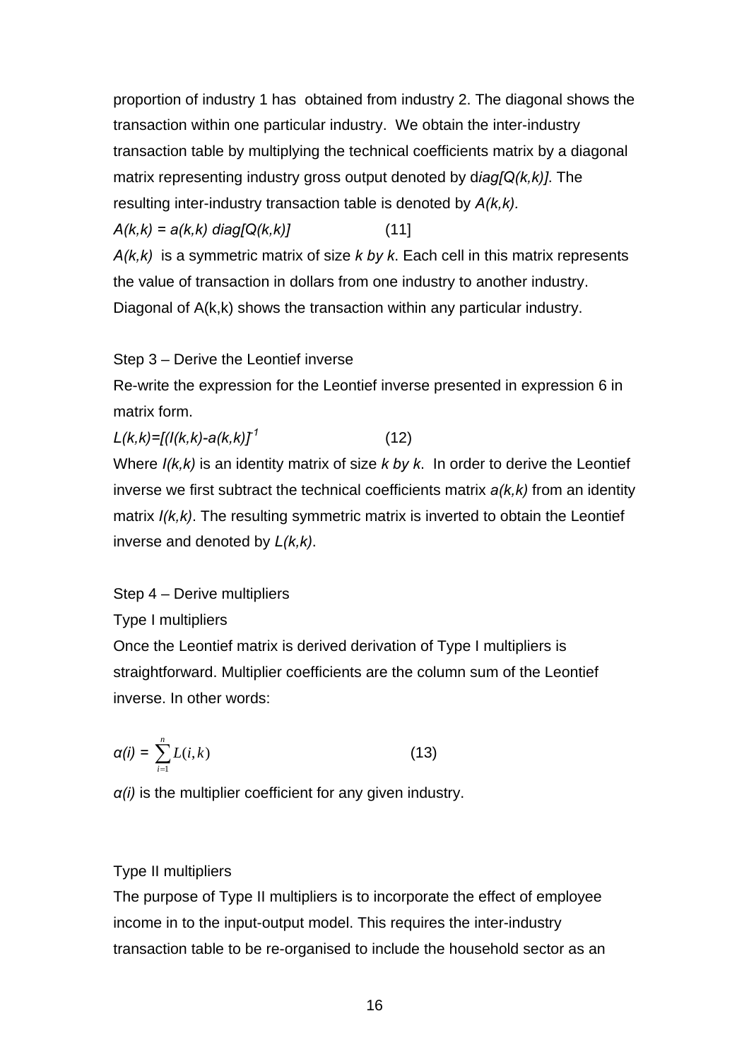proportion of industry 1 has obtained from industry 2. The diagonal shows the transaction within one particular industry. We obtain the inter-industry transaction table by multiplying the technical coefficients matrix by a diagonal matrix representing industry gross output denoted by $diag[Q(k,k)]$. The resulting inter-industry transaction table is denoted by $A(k,k)$.

$$A(k,k) = a(k,k)\ diag[Q(k,k)] \qquad [11]$$

$A(k,k)$ is a symmetric matrix of size $k$ by $k$. Each cell in this matrix represents the value of transaction in dollars from one industry to another industry. Diagonal of $A(k,k)$ shows the transaction within any particular industry.

Step 3 – Derive the Leontief inverse

Re-write the expression for the Leontief inverse presented in expression 6 in matrix form.

$$L(k,k)=[(I(k,k)-a(k,k)]^{-1} \qquad (12)$$

Where $I(k,k)$ is an identity matrix of size $k$ by $k$. In order to derive the Leontief inverse we first subtract the technical coefficients matrix $a(k,k)$ from an identity matrix $I(k,k)$. The resulting symmetric matrix is inverted to obtain the Leontief inverse and denoted by $L(k,k)$.

Step 4 – Derive multipliers

Type I multipliers

Once the Leontief matrix is derived derivation of Type I multipliers is straightforward. Multiplier coefficients are the column sum of the Leontief inverse. In other words:

$$\alpha(i) = \sum_{i=1}^{n} L(i,k) \qquad (13)$$

$\alpha(i)$ is the multiplier coefficient for any given industry.

Type II multipliers

The purpose of Type II multipliers is to incorporate the effect of employee income in to the input-output model. This requires the inter-industry transaction table to be re-organised to include the household sector as an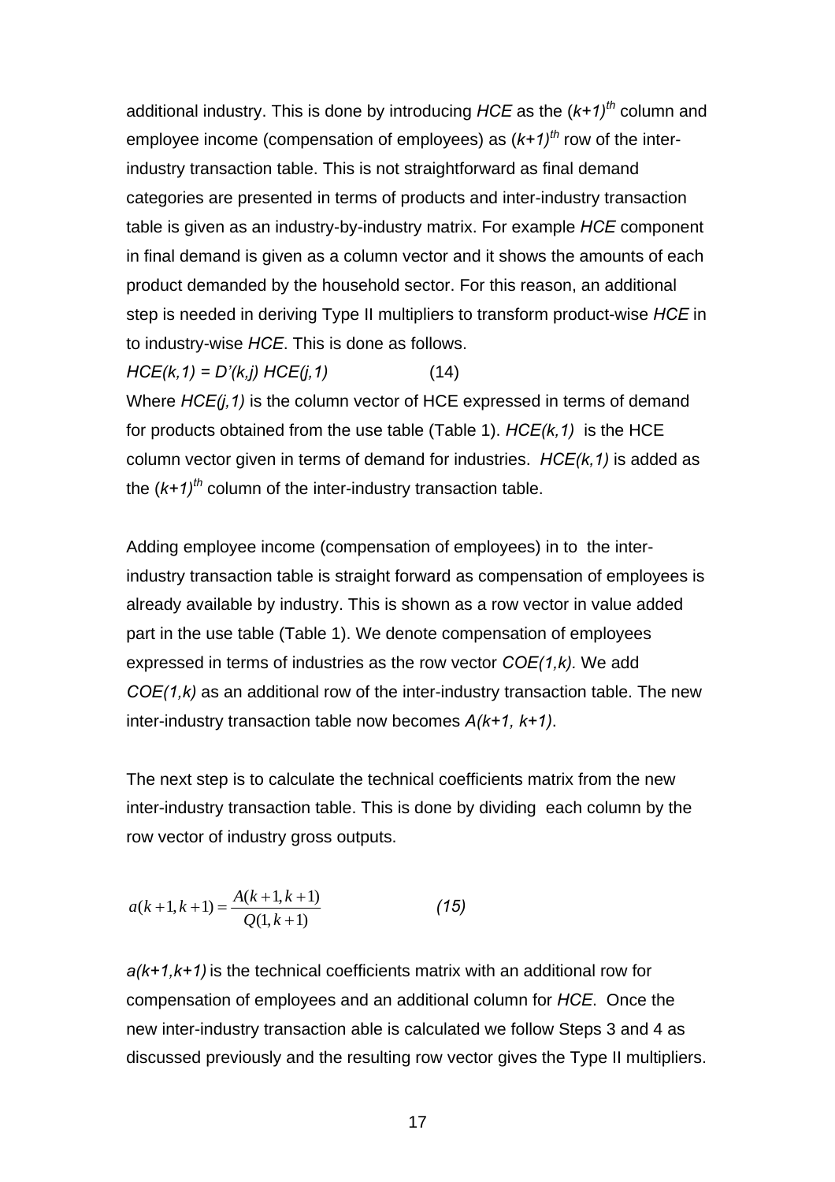additional industry. This is done by introducing *HCE* as the $(k+1)^{th}$ column and employee income (compensation of employees) as $(k+1)^{th}$ row of the inter-industry transaction table. This is not straightforward as final demand categories are presented in terms of products and inter-industry transaction table is given as an industry-by-industry matrix. For example *HCE* component in final demand is given as a column vector and it shows the amounts of each product demanded by the household sector. For this reason, an additional step is needed in deriving Type II multipliers to transform product-wise *HCE* in to industry-wise *HCE*. This is done as follows.

$$HCE(k,1) = D'(k,j)\ HCE(j,1) \qquad (14)$$

Where $HCE(j,1)$ is the column vector of HCE expressed in terms of demand for products obtained from the use table (Table 1). $HCE(k,1)$ is the HCE column vector given in terms of demand for industries. $HCE(k,1)$ is added as the $(k+1)^{th}$ column of the inter-industry transaction table.

Adding employee income (compensation of employees) in to the inter-industry transaction table is straight forward as compensation of employees is already available by industry. This is shown as a row vector in value added part in the use table (Table 1). We denote compensation of employees expressed in terms of industries as the row vector $COE(1,k)$. We add $COE(1,k)$ as an additional row of the inter-industry transaction table. The new inter-industry transaction table now becomes $A(k+1, k+1)$.

The next step is to calculate the technical coefficients matrix from the new inter-industry transaction table. This is done by dividing each column by the row vector of industry gross outputs.

$$a(k+1,k+1) = \frac{A(k+1,k+1)}{Q(1,k+1)} \qquad (15)$$

$a(k+1,k+1)$ is the technical coefficients matrix with an additional row for compensation of employees and an additional column for *HCE*. Once the new inter-industry transaction able is calculated we follow Steps 3 and 4 as discussed previously and the resulting row vector gives the Type II multipliers.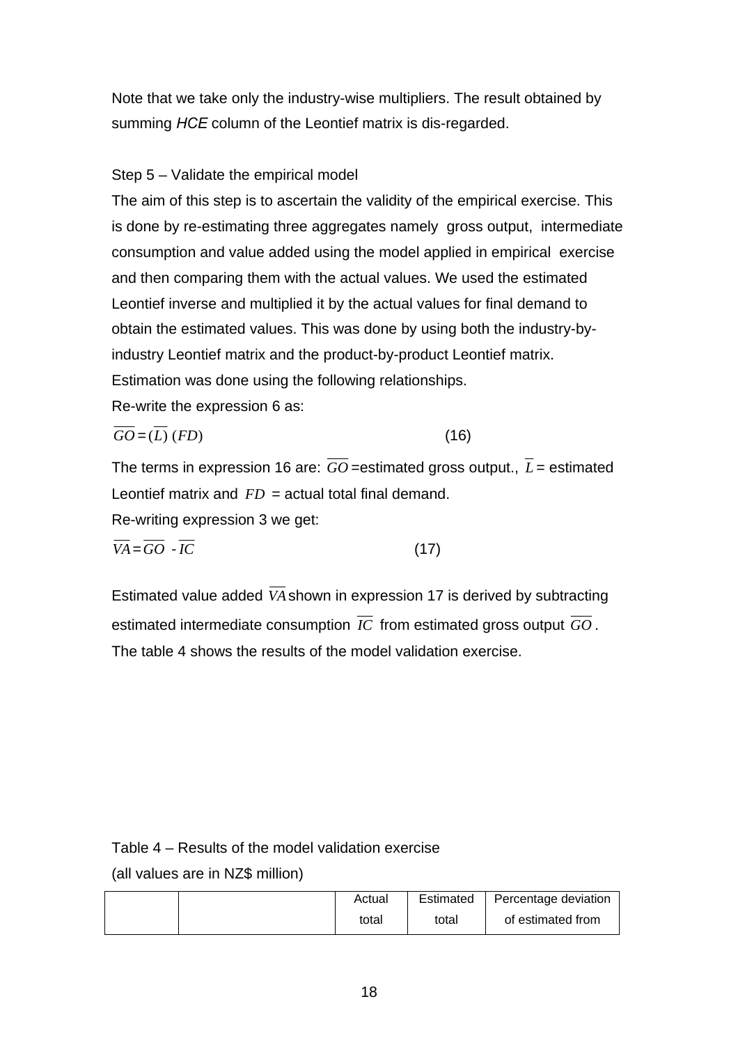Note that we take only the industry-wise multipliers. The result obtained by summing *HCE* column of the Leontief matrix is dis-regarded.

Step 5 – Validate the empirical model

The aim of this step is to ascertain the validity of the empirical exercise. This is done by re-estimating three aggregates namely gross output, intermediate consumption and value added using the model applied in empirical exercise and then comparing them with the actual values. We used the estimated Leontief inverse and multiplied it by the actual values for final demand to obtain the estimated values. This was done by using both the industry-by-industry Leontief matrix and the product-by-product Leontief matrix. Estimation was done using the following relationships.

Re-write the expression 6 as:

$$\overline{GO} = (\overline{L})\,(FD) \qquad (16)$$

The terms in expression 16 are: $\overline{GO}$ =estimated gross output., $\overline{L}$ = estimated Leontief matrix and $FD$ = actual total final demand.

Re-writing expression 3 we get:

$$\overline{VA} = \overline{GO} - \overline{IC} \qquad (17)$$

Estimated value added $\overline{VA}$ shown in expression 17 is derived by subtracting estimated intermediate consumption $\overline{IC}$ from estimated gross output $\overline{GO}$. The table 4 shows the results of the model validation exercise.

Table 4 – Results of the model validation exercise

(all values are in NZ$ million)

| | | Actual total | Estimated total | Percentage deviation of estimated from |
|---|---|---|---|---|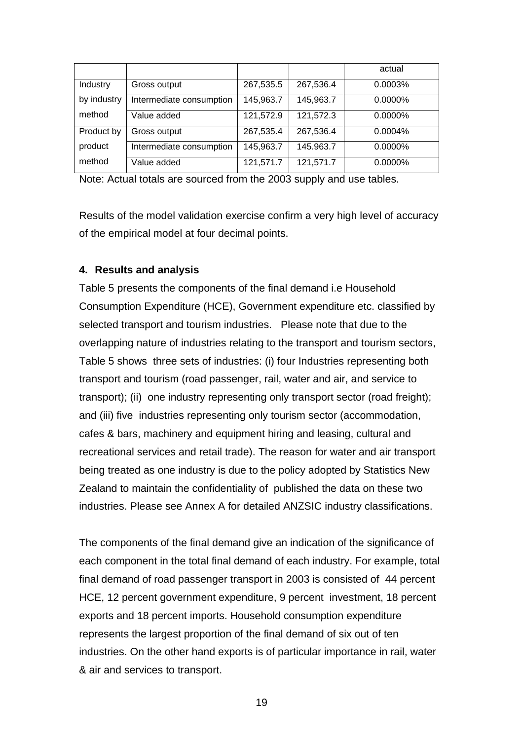| | | | | actual |
|---|---|---|---|---|
| Industry by industry method | Gross output | 267,535.5 | 267,536.4 | 0.0003% |
| | Intermediate consumption | 145,963.7 | 145,963.7 | 0.0000% |
| | Value added | 121,572.9 | 121,572.3 | 0.0000% |
| Product by product method | Gross output | 267,535.4 | 267,536.4 | 0.0004% |
| | Intermediate consumption | 145,963.7 | 145.963.7 | 0.0000% |
| | Value added | 121,571.7 | 121,571.7 | 0.0000% |

Note: Actual totals are sourced from the 2003 supply and use tables.

Results of the model validation exercise confirm a very high level of accuracy of the empirical model at four decimal points.

### 4. Results and analysis

Table 5 presents the components of the final demand i.e Household Consumption Expenditure (HCE), Government expenditure etc. classified by selected transport and tourism industries. Please note that due to the overlapping nature of industries relating to the transport and tourism sectors, Table 5 shows three sets of industries: (i) four Industries representing both transport and tourism (road passenger, rail, water and air, and service to transport); (ii) one industry representing only transport sector (road freight); and (iii) five industries representing only tourism sector (accommodation, cafes & bars, machinery and equipment hiring and leasing, cultural and recreational services and retail trade). The reason for water and air transport being treated as one industry is due to the policy adopted by Statistics New Zealand to maintain the confidentiality of published the data on these two industries. Please see Annex A for detailed ANZSIC industry classifications.

The components of the final demand give an indication of the significance of each component in the total final demand of each industry. For example, total final demand of road passenger transport in 2003 is consisted of 44 percent HCE, 12 percent government expenditure, 9 percent investment, 18 percent exports and 18 percent imports. Household consumption expenditure represents the largest proportion of the final demand of six out of ten industries. On the other hand exports is of particular importance in rail, water & air and services to transport.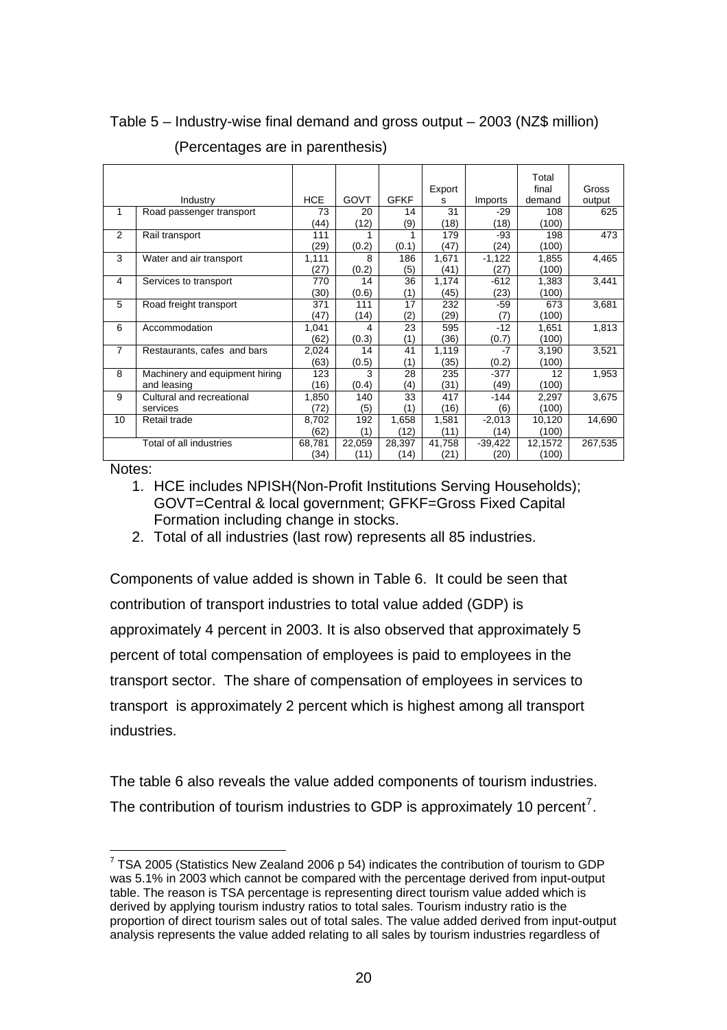Table 5 – Industry-wise final demand and gross output – 2003 (NZ$ million)

(Percentages are in parenthesis)

| | Industry | HCE | GOVT | GFKF | Exports | Imports | Total final demand | Gross output |
|---|---|---|---|---|---|---|---|---|
| 1 | Road passenger transport | 73 (44) | 20 (12) | 14 (9) | 31 (18) | -29 (18) | 108 (100) | 625 |
| 2 | Rail transport | 111 (29) | 1 (0.2) | 1 (0.1) | 179 (47) | -93 (24) | 198 (100) | 473 |
| 3 | Water and air transport | 1,111 (27) | 8 (0.2) | 186 (5) | 1,671 (41) | -1,122 (27) | 1,855 (100) | 4,465 |
| 4 | Services to transport | 770 (30) | 14 (0.6) | 36 (1) | 1,174 (45) | -612 (23) | 1,383 (100) | 3,441 |
| 5 | Road freight transport | 371 (47) | 111 (14) | 17 (2) | 232 (29) | -59 (7) | 673 (100) | 3,681 |
| 6 | Accommodation | 1,041 (62) | 4 (0.3) | 23 (1) | 595 (36) | -12 (0.7) | 1,651 (100) | 1,813 |
| 7 | Restaurants, cafes and bars | 2,024 (63) | 14 (0.5) | 41 (1) | 1,119 (35) | -7 (0.2) | 3,190 (100) | 3,521 |
| 8 | Machinery and equipment hiring and leasing | 123 (16) | 3 (0.4) | 28 (4) | 235 (31) | -377 (49) | 12 (100) | 1,953 |
| 9 | Cultural and recreational services | 1,850 (72) | 140 (5) | 33 (1) | 417 (16) | -144 (6) | 2,297 (100) | 3,675 |
| 10 | Retail trade | 8,702 (62) | 192 (1) | 1,658 (12) | 1,581 (11) | -2,013 (14) | 10,120 (100) | 14,690 |
| | Total of all industries | 68,781 (34) | 22,059 (11) | 28,397 (14) | 41,758 (21) | -39,422 (20) | 12,1572 (100) | 267,535 |

Notes:

1. HCE includes NPISH(Non-Profit Institutions Serving Households); GOVT=Central & local government; GFKF=Gross Fixed Capital Formation including change in stocks.
2. Total of all industries (last row) represents all 85 industries.

Components of value added is shown in Table 6. It could be seen that contribution of transport industries to total value added (GDP) is approximately 4 percent in 2003. It is also observed that approximately 5 percent of total compensation of employees is paid to employees in the transport sector. The share of compensation of employees in services to transport is approximately 2 percent which is highest among all transport industries.

The table 6 also reveals the value added components of tourism industries. The contribution of tourism industries to GDP is approximately 10 percent[7].

[7] TSA 2005 (Statistics New Zealand 2006 p 54) indicates the contribution of tourism to GDP was 5.1% in 2003 which cannot be compared with the percentage derived from input-output table. The reason is TSA percentage is representing direct tourism value added which is derived by applying tourism industry ratios to total sales. Tourism industry ratio is the proportion of direct tourism sales out of total sales. The value added derived from input-output analysis represents the value added relating to all sales by tourism industries regardless of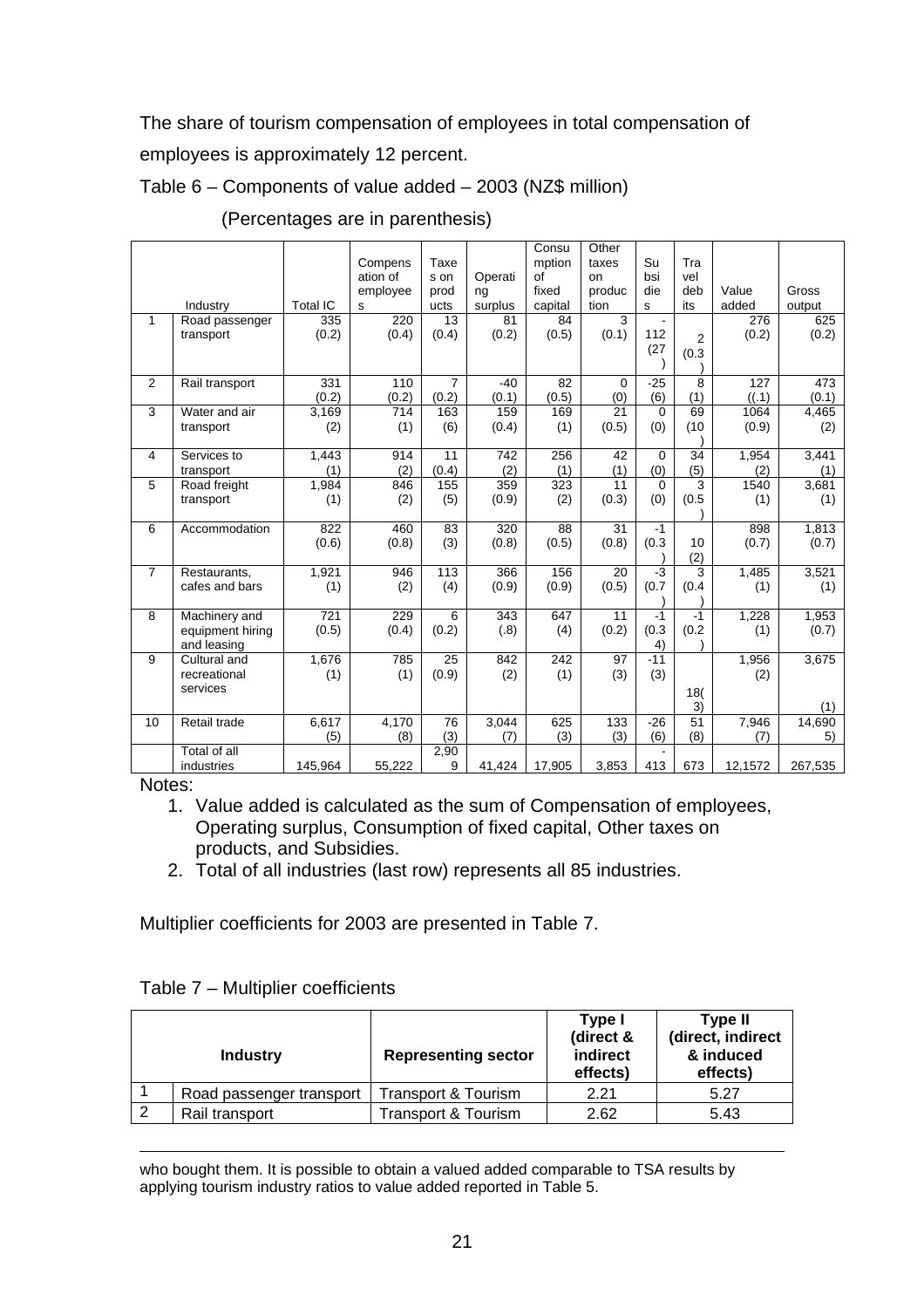The share of tourism compensation of employees in total compensation of employees is approximately 12 percent.

Table 6 – Components of value added – 2003 (NZ$ million)

(Percentages are in parenthesis)

| | Industry | Total IC | Compensation of employees | Taxes on products | Operating surplus | Consumption of fixed capital | Other taxes on production | Subsidies | Travel debits | Value added | Gross output |
|---|---|---|---|---|---|---|---|---|---|---|---|
| 1 | Road passenger transport | 335 (0.2) | 220 (0.4) | 13 (0.4) | 81 (0.2) | 84 (0.5) | 3 (0.1) | -112 (27) | 2 (0.3) | 276 (0.2) | 625 (0.2) |
| 2 | Rail transport | 331 (0.2) | 110 (0.2) | 7 (0.2) | -40 (0.1) | 82 (0.5) | 0 (0) | -25 (6) | 8 (1) | 127 ((.1) | 473 (0.1) |
| 3 | Water and air transport | 3,169 (2) | 714 (1) | 163 (6) | 159 (0.4) | 169 (1) | 21 (0.5) | 0 (0) | 69 (10) | 1064 (0.9) | 4,465 (2) |
| 4 | Services to transport | 1,443 (1) | 914 (2) | 11 (0.4) | 742 (2) | 256 (1) | 42 (1) | 0 (0) | 34 (5) | 1,954 (2) | 3,441 (1) |
| 5 | Road freight transport | 1,984 (1) | 846 (2) | 155 (5) | 359 (0.9) | 323 (2) | 11 (0.3) | 0 (0) | 3 (0.5) | 1540 (1) | 3,681 (1) |
| 6 | Accommodation | 822 (0.6) | 460 (0.8) | 83 (3) | 320 (0.8) | 88 (0.5) | 31 (0.8) | -1 (0.3) | 10 (2) | 898 (0.7) | 1,813 (0.7) |
| 7 | Restaurants, cafes and bars | 1,921 (1) | 946 (2) | 113 (4) | 366 (0.9) | 156 (0.9) | 20 (0.5) | -3 (0.7) | 3 (0.4) | 1,485 (1) | 3,521 (1) |
| 8 | Machinery and equipment hiring and leasing | 721 (0.5) | 229 (0.4) | 6 (0.2) | 343 (.8) | 647 (4) | 11 (0.2) | -1 (0.34) | -1 (0.2) | 1,228 (1) | 1,953 (0.7) |
| 9 | Cultural and recreational services | 1,676 (1) | 785 (1) | 25 (0.9) | 842 (2) | 242 (1) | 97 (3) | -11 (3) | 18(3) | 1,956 (2) | 3,675 (1) |
| 10 | Retail trade | 6,617 (5) | 4,170 (8) | 76 (3) | 3,044 (7) | 625 (3) | 133 (3) | -26 (6) | 51 (8) | 7,946 (7) | 14,690 5) |
| | Total of all industries | 145,964 | 55,222 | 2,909 | 41,424 | 17,905 | 3,853 | -413 | 673 | 12,1572 | 267,535 |

Notes:

1. Value added is calculated as the sum of Compensation of employees, Operating surplus, Consumption of fixed capital, Other taxes on products, and Subsidies.
2. Total of all industries (last row) represents all 85 industries.

Multiplier coefficients for 2003 are presented in Table 7.

Table 7 – Multiplier coefficients

| | Industry | Representing sector | Type I (direct & indirect effects) | Type II (direct, indirect & induced effects) |
|---|---|---|---|---|
| 1 | Road passenger transport | Transport & Tourism | 2.21 | 5.27 |
| 2 | Rail transport | Transport & Tourism | 2.62 | 5.43 |

who bought them. It is possible to obtain a valued added comparable to TSA results by applying tourism industry ratios to value added reported in Table 5.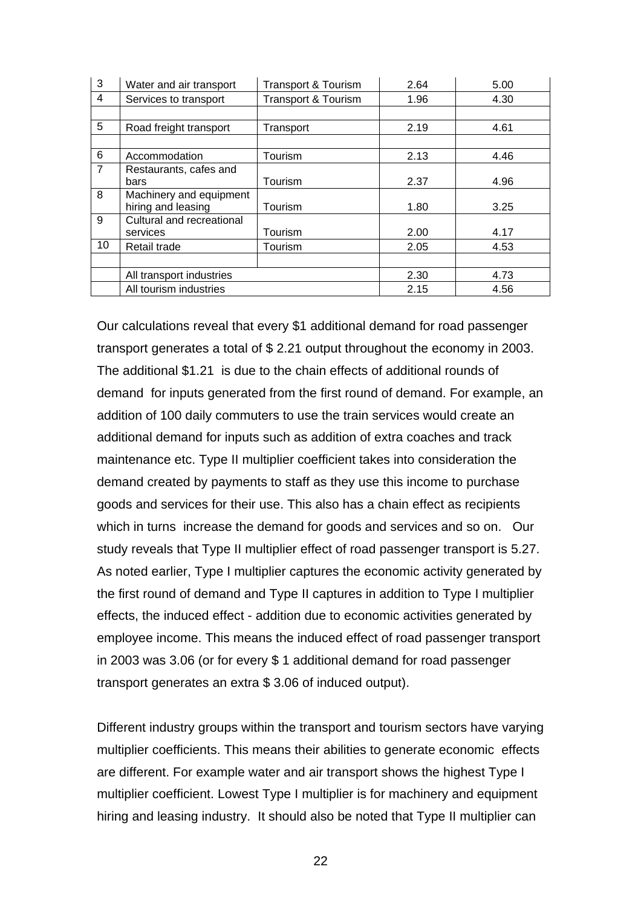| 3 | Water and air transport | Transport & Tourism | 2.64 | 5.00 |
|---|---|---|---|---|
| 4 | Services to transport | Transport & Tourism | 1.96 | 4.30 |
| | | | | |
| 5 | Road freight transport | Transport | 2.19 | 4.61 |
| | | | | |
| 6 | Accommodation | Tourism | 2.13 | 4.46 |
| 7 | Restaurants, cafes and bars | Tourism | 2.37 | 4.96 |
| 8 | Machinery and equipment hiring and leasing | Tourism | 1.80 | 3.25 |
| 9 | Cultural and recreational services | Tourism | 2.00 | 4.17 |
| 10 | Retail trade | Tourism | 2.05 | 4.53 |
| | | | | |
| | All transport industries | | 2.30 | 4.73 |
| | All tourism industries | | 2.15 | 4.56 |

Our calculations reveal that every $1 additional demand for road passenger transport generates a total of $ 2.21 output throughout the economy in 2003. The additional $1.21 is due to the chain effects of additional rounds of demand for inputs generated from the first round of demand. For example, an addition of 100 daily commuters to use the train services would create an additional demand for inputs such as addition of extra coaches and track maintenance etc. Type II multiplier coefficient takes into consideration the demand created by payments to staff as they use this income to purchase goods and services for their use. This also has a chain effect as recipients which in turns increase the demand for goods and services and so on. Our study reveals that Type II multiplier effect of road passenger transport is 5.27. As noted earlier, Type I multiplier captures the economic activity generated by the first round of demand and Type II captures in addition to Type I multiplier effects, the induced effect - addition due to economic activities generated by employee income. This means the induced effect of road passenger transport in 2003 was 3.06 (or for every $ 1 additional demand for road passenger transport generates an extra $ 3.06 of induced output).

Different industry groups within the transport and tourism sectors have varying multiplier coefficients. This means their abilities to generate economic effects are different. For example water and air transport shows the highest Type I multiplier coefficient. Lowest Type I multiplier is for machinery and equipment hiring and leasing industry. It should also be noted that Type II multiplier can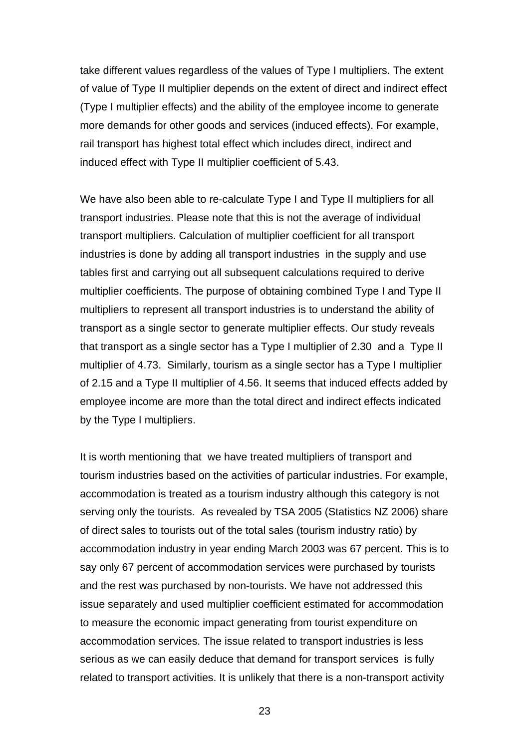take different values regardless of the values of Type I multipliers. The extent of value of Type II multiplier depends on the extent of direct and indirect effect (Type I multiplier effects) and the ability of the employee income to generate more demands for other goods and services (induced effects). For example, rail transport has highest total effect which includes direct, indirect and induced effect with Type II multiplier coefficient of 5.43.

We have also been able to re-calculate Type I and Type II multipliers for all transport industries. Please note that this is not the average of individual transport multipliers. Calculation of multiplier coefficient for all transport industries is done by adding all transport industries in the supply and use tables first and carrying out all subsequent calculations required to derive multiplier coefficients. The purpose of obtaining combined Type I and Type II multipliers to represent all transport industries is to understand the ability of transport as a single sector to generate multiplier effects. Our study reveals that transport as a single sector has a Type I multiplier of 2.30 and a Type II multiplier of 4.73. Similarly, tourism as a single sector has a Type I multiplier of 2.15 and a Type II multiplier of 4.56. It seems that induced effects added by employee income are more than the total direct and indirect effects indicated by the Type I multipliers.

It is worth mentioning that we have treated multipliers of transport and tourism industries based on the activities of particular industries. For example, accommodation is treated as a tourism industry although this category is not serving only the tourists. As revealed by TSA 2005 (Statistics NZ 2006) share of direct sales to tourists out of the total sales (tourism industry ratio) by accommodation industry in year ending March 2003 was 67 percent. This is to say only 67 percent of accommodation services were purchased by tourists and the rest was purchased by non-tourists. We have not addressed this issue separately and used multiplier coefficient estimated for accommodation to measure the economic impact generating from tourist expenditure on accommodation services. The issue related to transport industries is less serious as we can easily deduce that demand for transport services is fully related to transport activities. It is unlikely that there is a non-transport activity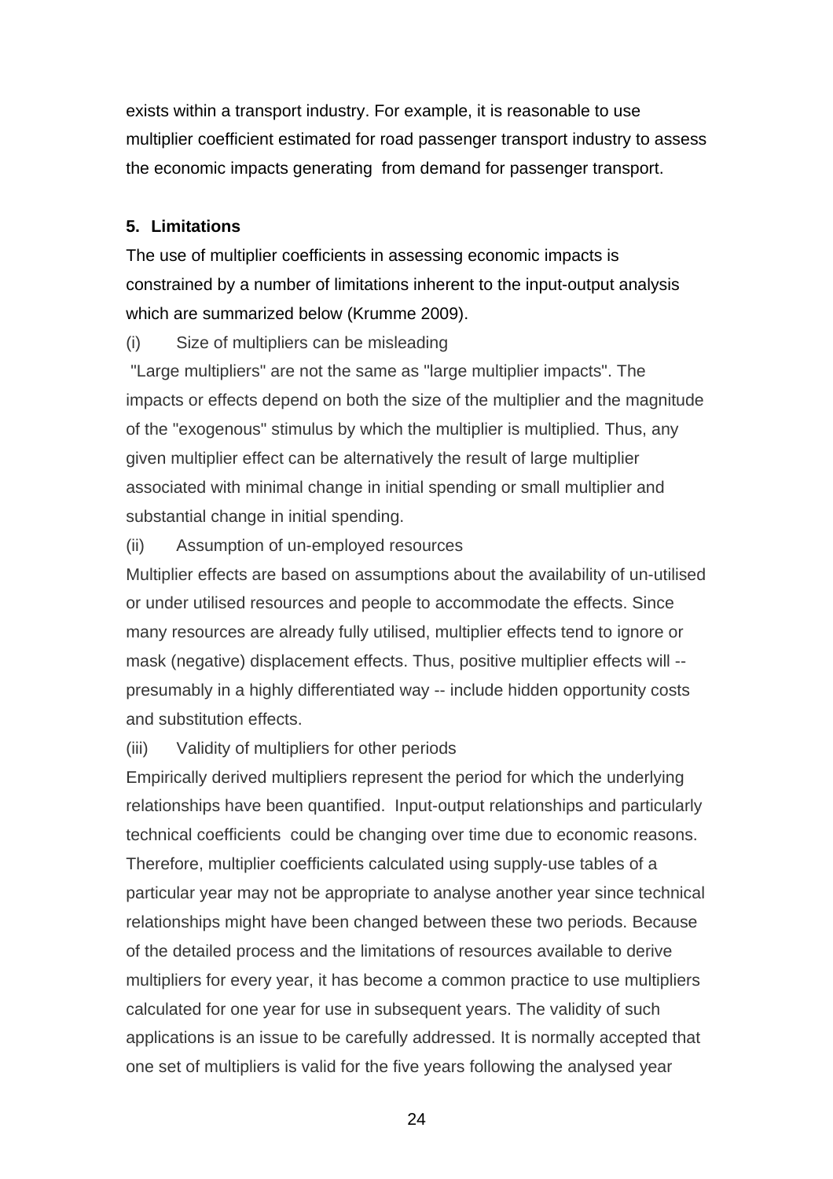exists within a transport industry. For example, it is reasonable to use multiplier coefficient estimated for road passenger transport industry to assess the economic impacts generating from demand for passenger transport.

## 5. Limitations

The use of multiplier coefficients in assessing economic impacts is constrained by a number of limitations inherent to the input-output analysis which are summarized below (Krumme 2009).

(i) Size of multipliers can be misleading

"Large multipliers" are not the same as "large multiplier impacts". The impacts or effects depend on both the size of the multiplier and the magnitude of the "exogenous" stimulus by which the multiplier is multiplied. Thus, any given multiplier effect can be alternatively the result of large multiplier associated with minimal change in initial spending or small multiplier and substantial change in initial spending.

(ii) Assumption of un-employed resources

Multiplier effects are based on assumptions about the availability of un-utilised or under utilised resources and people to accommodate the effects. Since many resources are already fully utilised, multiplier effects tend to ignore or mask (negative) displacement effects. Thus, positive multiplier effects will -- presumably in a highly differentiated way -- include hidden opportunity costs and substitution effects.

(iii) Validity of multipliers for other periods

Empirically derived multipliers represent the period for which the underlying relationships have been quantified. Input-output relationships and particularly technical coefficients could be changing over time due to economic reasons. Therefore, multiplier coefficients calculated using supply-use tables of a particular year may not be appropriate to analyse another year since technical relationships might have been changed between these two periods. Because of the detailed process and the limitations of resources available to derive multipliers for every year, it has become a common practice to use multipliers calculated for one year for use in subsequent years. The validity of such applications is an issue to be carefully addressed. It is normally accepted that one set of multipliers is valid for the five years following the analysed year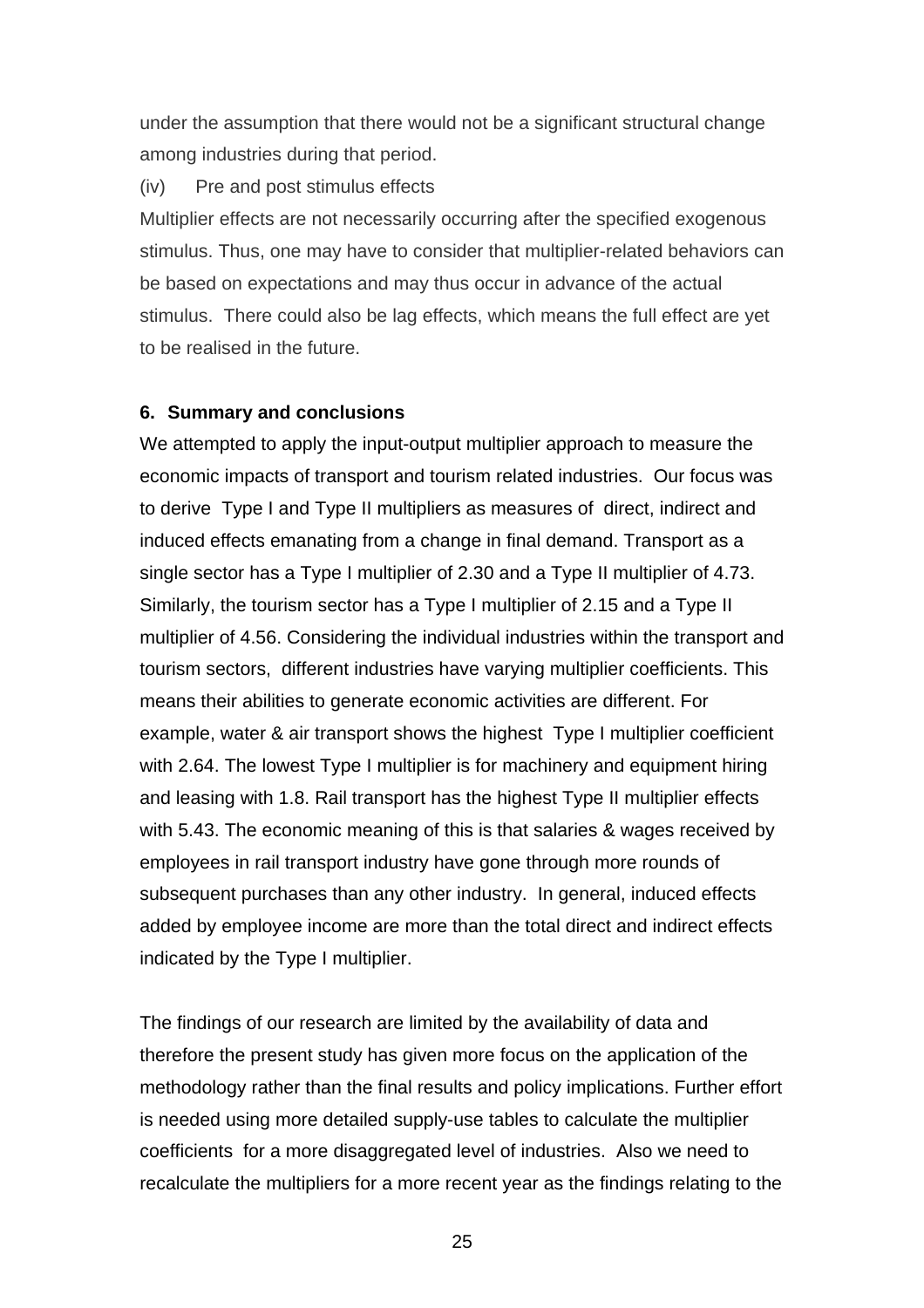under the assumption that there would not be a significant structural change among industries during that period.

(iv) Pre and post stimulus effects

Multiplier effects are not necessarily occurring after the specified exogenous stimulus. Thus, one may have to consider that multiplier-related behaviors can be based on expectations and may thus occur in advance of the actual stimulus. There could also be lag effects, which means the full effect are yet to be realised in the future.

## 6. Summary and conclusions

We attempted to apply the input-output multiplier approach to measure the economic impacts of transport and tourism related industries. Our focus was to derive Type I and Type II multipliers as measures of direct, indirect and induced effects emanating from a change in final demand. Transport as a single sector has a Type I multiplier of 2.30 and a Type II multiplier of 4.73. Similarly, the tourism sector has a Type I multiplier of 2.15 and a Type II multiplier of 4.56. Considering the individual industries within the transport and tourism sectors, different industries have varying multiplier coefficients. This means their abilities to generate economic activities are different. For example, water & air transport shows the highest Type I multiplier coefficient with 2.64. The lowest Type I multiplier is for machinery and equipment hiring and leasing with 1.8. Rail transport has the highest Type II multiplier effects with 5.43. The economic meaning of this is that salaries & wages received by employees in rail transport industry have gone through more rounds of subsequent purchases than any other industry. In general, induced effects added by employee income are more than the total direct and indirect effects indicated by the Type I multiplier.

The findings of our research are limited by the availability of data and therefore the present study has given more focus on the application of the methodology rather than the final results and policy implications. Further effort is needed using more detailed supply-use tables to calculate the multiplier coefficients for a more disaggregated level of industries. Also we need to recalculate the multipliers for a more recent year as the findings relating to the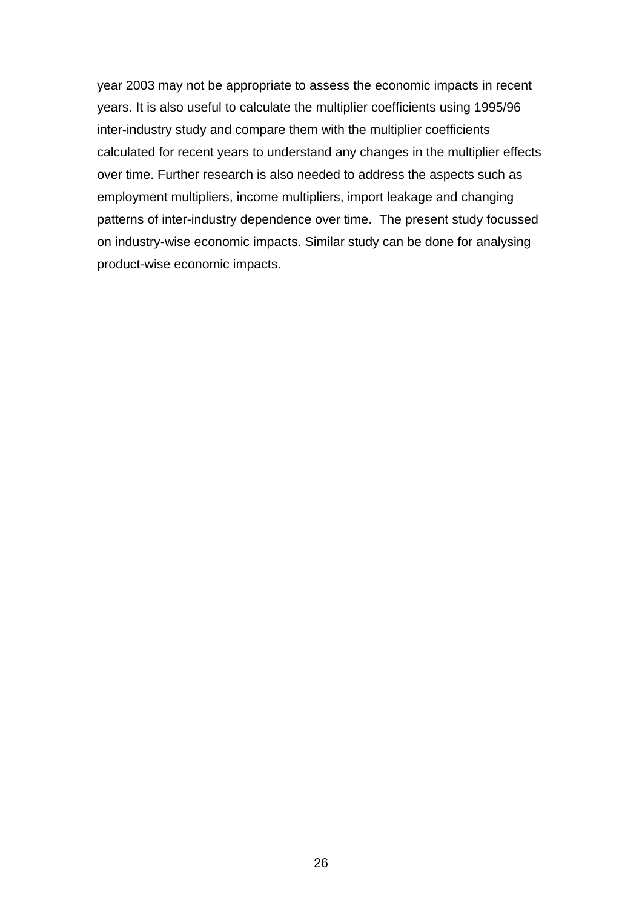year 2003 may not be appropriate to assess the economic impacts in recent years. It is also useful to calculate the multiplier coefficients using 1995/96 inter-industry study and compare them with the multiplier coefficients calculated for recent years to understand any changes in the multiplier effects over time. Further research is also needed to address the aspects such as employment multipliers, income multipliers, import leakage and changing patterns of inter-industry dependence over time.  The present study focussed on industry-wise economic impacts. Similar study can be done for analysing product-wise economic impacts.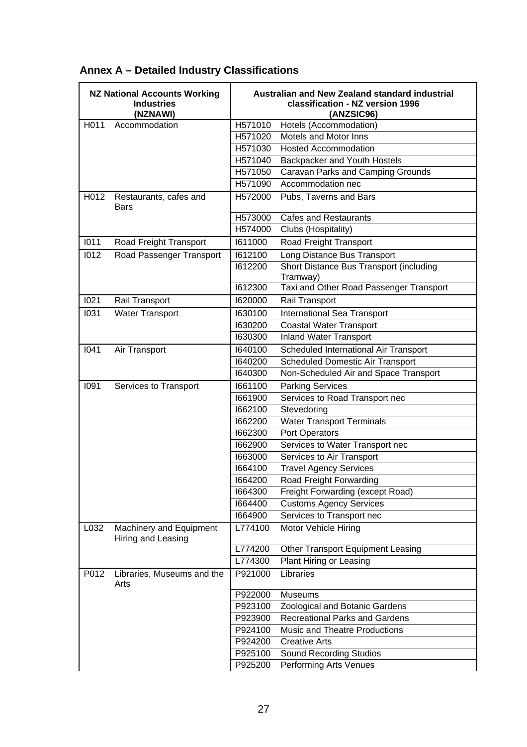## Annex A – Detailed Industry Classifications

| NZ National Accounts Working Industries (NZNAWI) | | Australian and New Zealand standard industrial classification - NZ version 1996 (ANZSIC96) | |
|---|---|---|---|
| H011 | Accommodation | H571010 | Hotels (Accommodation) |
| | | H571020 | Motels and Motor Inns |
| | | H571030 | Hosted Accommodation |
| | | H571040 | Backpacker and Youth Hostels |
| | | H571050 | Caravan Parks and Camping Grounds |
| | | H571090 | Accommodation nec |
| H012 | Restaurants, cafes and Bars | H572000 | Pubs, Taverns and Bars |
| | | H573000 | Cafes and Restaurants |
| | | H574000 | Clubs (Hospitality) |
| I011 | Road Freight Transport | I611000 | Road Freight Transport |
| I012 | Road Passenger Transport | I612100 | Long Distance Bus Transport |
| | | I612200 | Short Distance Bus Transport (including Tramway) |
| | | I612300 | Taxi and Other Road Passenger Transport |
| I021 | Rail Transport | I620000 | Rail Transport |
| I031 | Water Transport | I630100 | International Sea Transport |
| | | I630200 | Coastal Water Transport |
| | | I630300 | Inland Water Transport |
| I041 | Air Transport | I640100 | Scheduled International Air Transport |
| | | I640200 | Scheduled Domestic Air Transport |
| | | I640300 | Non-Scheduled Air and Space Transport |
| I091 | Services to Transport | I661100 | Parking Services |
| | | I661900 | Services to Road Transport nec |
| | | I662100 | Stevedoring |
| | | I662200 | Water Transport Terminals |
| | | I662300 | Port Operators |
| | | I662900 | Services to Water Transport nec |
| | | I663000 | Services to Air Transport |
| | | I664100 | Travel Agency Services |
| | | I664200 | Road Freight Forwarding |
| | | I664300 | Freight Forwarding (except Road) |
| | | I664400 | Customs Agency Services |
| | | I664900 | Services to Transport nec |
| L032 | Machinery and Equipment Hiring and Leasing | L774100 | Motor Vehicle Hiring |
| | | L774200 | Other Transport Equipment Leasing |
| | | L774300 | Plant Hiring or Leasing |
| P012 | Libraries, Museums and the Arts | P921000 | Libraries |
| | | P922000 | Museums |
| | | P923100 | Zoological and Botanic Gardens |
| | | P923900 | Recreational Parks and Gardens |
| | | P924100 | Music and Theatre Productions |
| | | P924200 | Creative Arts |
| | | P925100 | Sound Recording Studios |
| | | P925200 | Performing Arts Venues |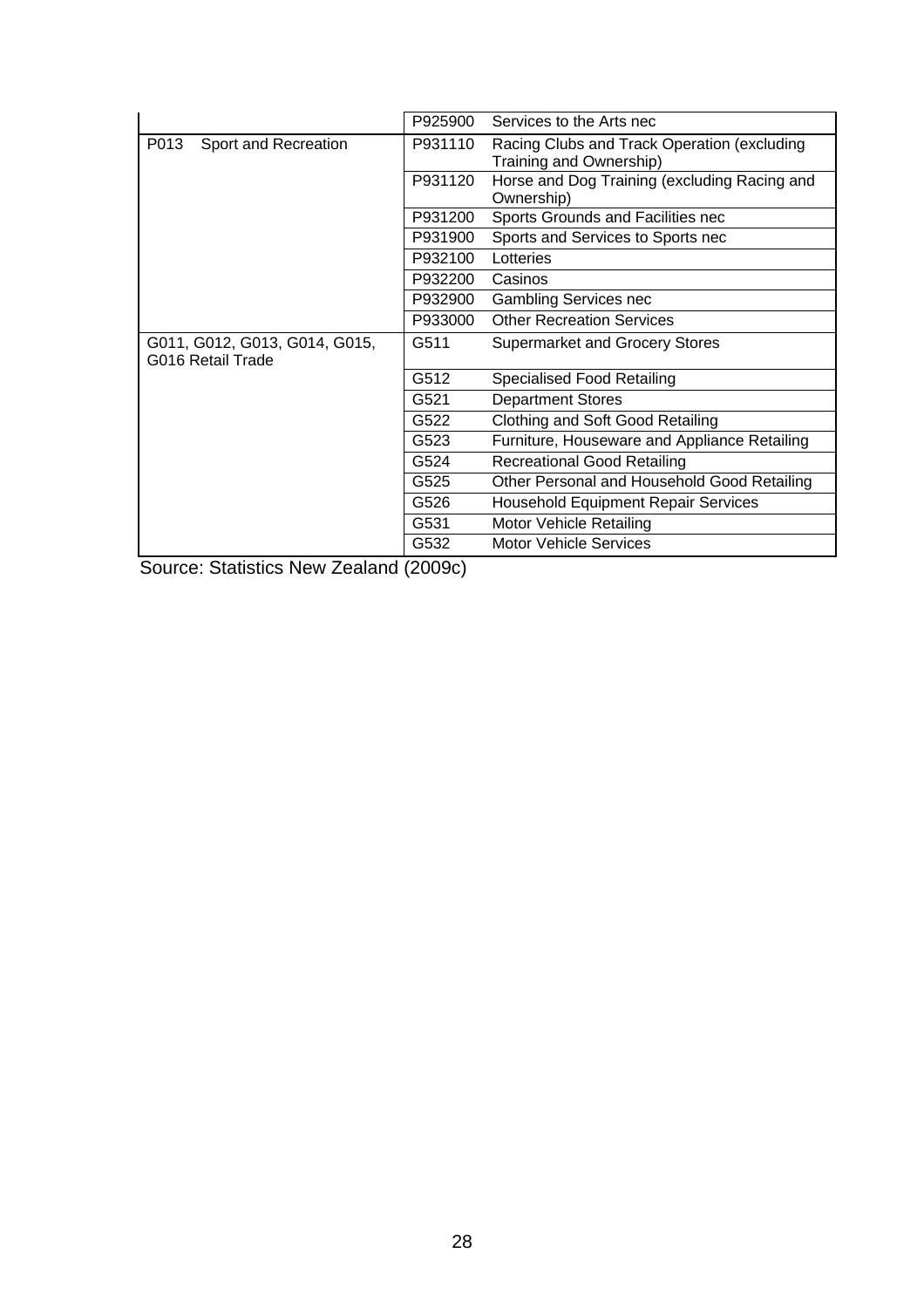| | | |
|---|---|---|
| | P925900 | Services to the Arts nec |
| P013 Sport and Recreation | P931110 | Racing Clubs and Track Operation (excluding Training and Ownership) |
| | P931120 | Horse and Dog Training (excluding Racing and Ownership) |
| | P931200 | Sports Grounds and Facilities nec |
| | P931900 | Sports and Services to Sports nec |
| | P932100 | Lotteries |
| | P932200 | Casinos |
| | P932900 | Gambling Services nec |
| | P933000 | Other Recreation Services |
| G011, G012, G013, G014, G015, G016 Retail Trade | G511 | Supermarket and Grocery Stores |
| | G512 | Specialised Food Retailing |
| | G521 | Department Stores |
| | G522 | Clothing and Soft Good Retailing |
| | G523 | Furniture, Houseware and Appliance Retailing |
| | G524 | Recreational Good Retailing |
| | G525 | Other Personal and Household Good Retailing |
| | G526 | Household Equipment Repair Services |
| | G531 | Motor Vehicle Retailing |
| | G532 | Motor Vehicle Services |

Source: Statistics New Zealand (2009c)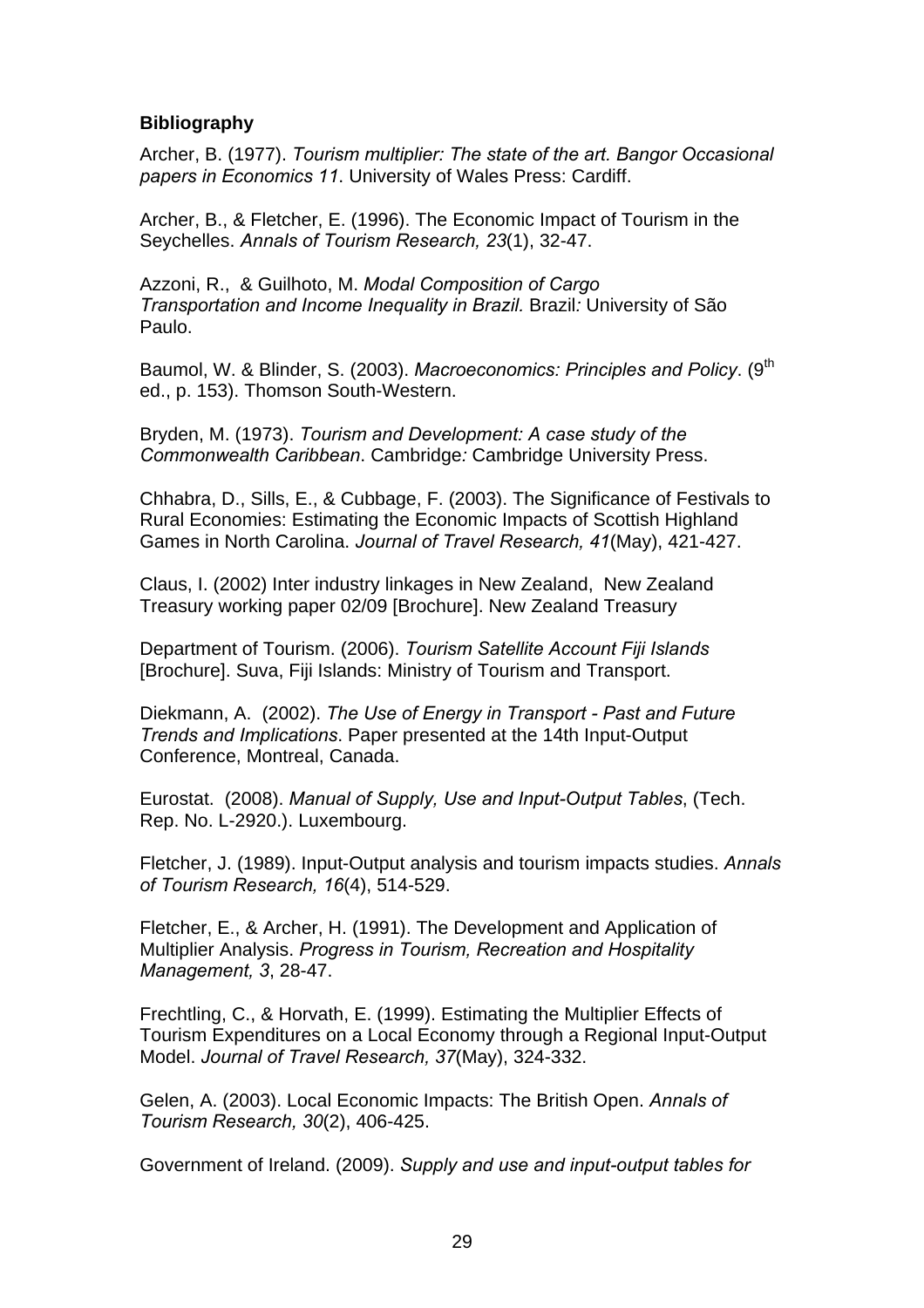**Bibliography**

Archer, B. (1977). *Tourism multiplier: The state of the art. Bangor Occasional papers in Economics 11*. University of Wales Press: Cardiff.

Archer, B., & Fletcher, E. (1996). The Economic Impact of Tourism in the Seychelles. *Annals of Tourism Research, 23*(1), 32-47.

Azzoni, R., & Guilhoto, M. *Modal Composition of Cargo Transportation and Income Inequality in Brazil.* Brazil*:* University of São Paulo.

Baumol, W. & Blinder, S. (2003). *Macroeconomics: Principles and Policy*. (9th ed., p. 153). Thomson South-Western.

Bryden, M. (1973). *Tourism and Development: A case study of the Commonwealth Caribbean*. Cambridge*:* Cambridge University Press.

Chhabra, D., Sills, E., & Cubbage, F. (2003). The Significance of Festivals to Rural Economies: Estimating the Economic Impacts of Scottish Highland Games in North Carolina. *Journal of Travel Research, 41*(May), 421-427.

Claus, I. (2002) Inter industry linkages in New Zealand, New Zealand Treasury working paper 02/09 [Brochure]. New Zealand Treasury

Department of Tourism. (2006). *Tourism Satellite Account Fiji Islands* [Brochure]. Suva, Fiji Islands: Ministry of Tourism and Transport.

Diekmann, A. (2002). *The Use of Energy in Transport - Past and Future Trends and Implications*. Paper presented at the 14th Input-Output Conference, Montreal, Canada.

Eurostat. (2008). *Manual of Supply, Use and Input-Output Tables*, (Tech. Rep. No. L-2920.). Luxembourg.

Fletcher, J. (1989). Input-Output analysis and tourism impacts studies. *Annals of Tourism Research, 16*(4), 514-529.

Fletcher, E., & Archer, H. (1991). The Development and Application of Multiplier Analysis. *Progress in Tourism, Recreation and Hospitality Management, 3*, 28-47.

Frechtling, C., & Horvath, E. (1999). Estimating the Multiplier Effects of Tourism Expenditures on a Local Economy through a Regional Input-Output Model. *Journal of Travel Research, 37*(May), 324-332.

Gelen, A. (2003). Local Economic Impacts: The British Open. *Annals of Tourism Research, 30*(2), 406-425.

Government of Ireland. (2009). *Supply and use and input-output tables for*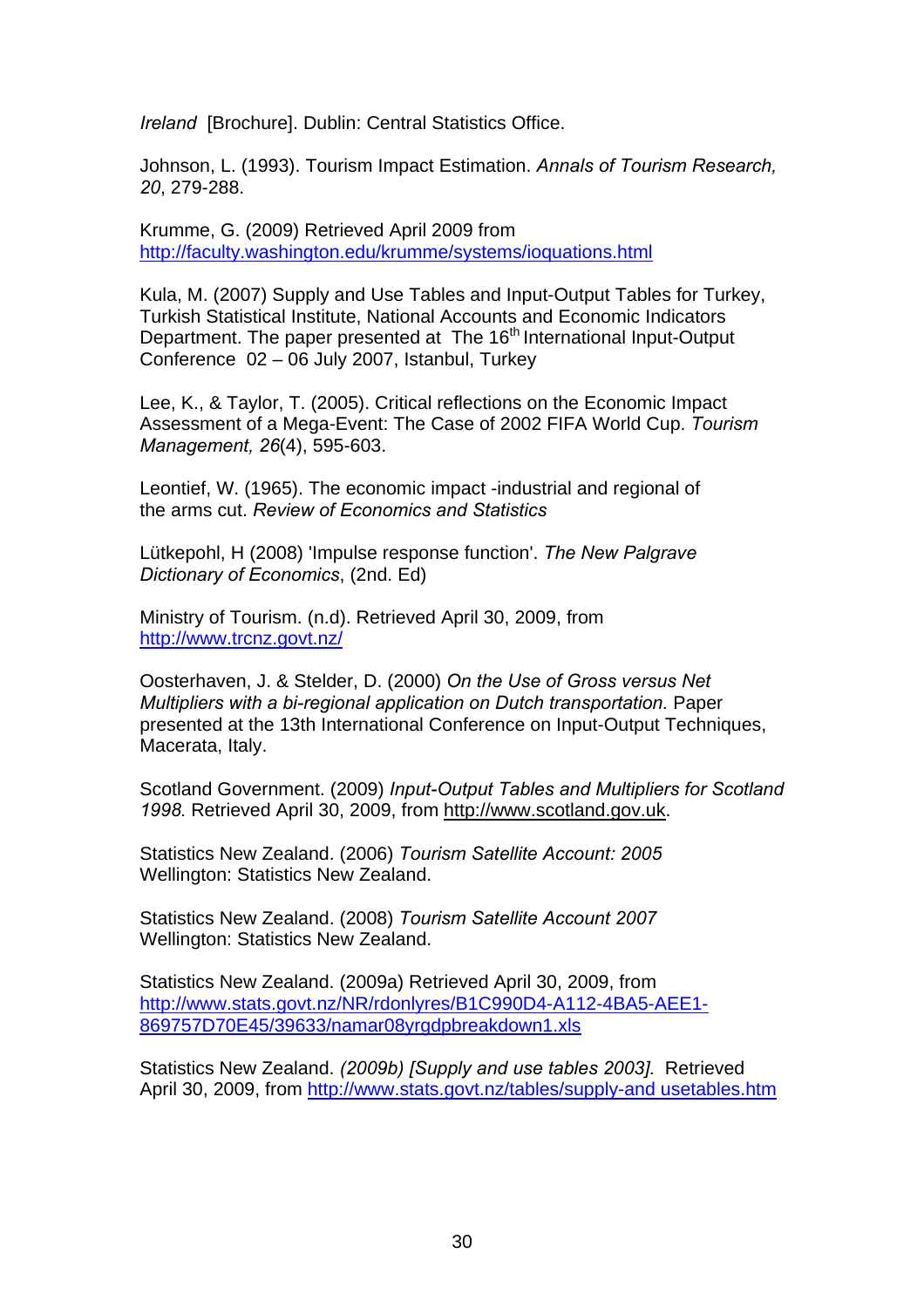*Ireland* [Brochure]. Dublin: Central Statistics Office.

Johnson, L. (1993). Tourism Impact Estimation. *Annals of Tourism Research, 20*, 279-288.

Krumme, G. (2009) Retrieved April 2009 from http://faculty.washington.edu/krumme/systems/ioquations.html

Kula, M. (2007) Supply and Use Tables and Input-Output Tables for Turkey, Turkish Statistical Institute, National Accounts and Economic Indicators Department. The paper presented at The 16th International Input-Output Conference 02 – 06 July 2007, Istanbul, Turkey

Lee, K., & Taylor, T. (2005). Critical reflections on the Economic Impact Assessment of a Mega-Event: The Case of 2002 FIFA World Cup. *Tourism Management, 26*(4), 595-603.

Leontief, W. (1965). The economic impact -industrial and regional of the arms cut. *Review of Economics and Statistics*

Lütkepohl, H (2008) 'Impulse response function'. *The New Palgrave Dictionary of Economics*, (2nd. Ed)

Ministry of Tourism. (n.d). Retrieved April 30, 2009, from http://www.trcnz.govt.nz/

Oosterhaven, J. & Stelder, D. (2000) *On the Use of Gross versus Net Multipliers with a bi-regional application on Dutch transportation.* Paper presented at the 13th International Conference on Input-Output Techniques, Macerata, Italy.

Scotland Government. (2009) *Input-Output Tables and Multipliers for Scotland 1998.* Retrieved April 30, 2009, from http://www.scotland.gov.uk.

Statistics New Zealand. (2006) *Tourism Satellite Account: 2005* Wellington: Statistics New Zealand.

Statistics New Zealand. (2008) *Tourism Satellite Account 2007* Wellington: Statistics New Zealand.

Statistics New Zealand. (2009a) Retrieved April 30, 2009, from http://www.stats.govt.nz/NR/rdonlyres/B1C990D4-A112-4BA5-AEE1-869757D70E45/39633/namar08yrgdpbreakdown1.xls

Statistics New Zealand. *(2009b) [Supply and use tables 2003].* Retrieved April 30, 2009, from http://www.stats.govt.nz/tables/supply-and usetables.htm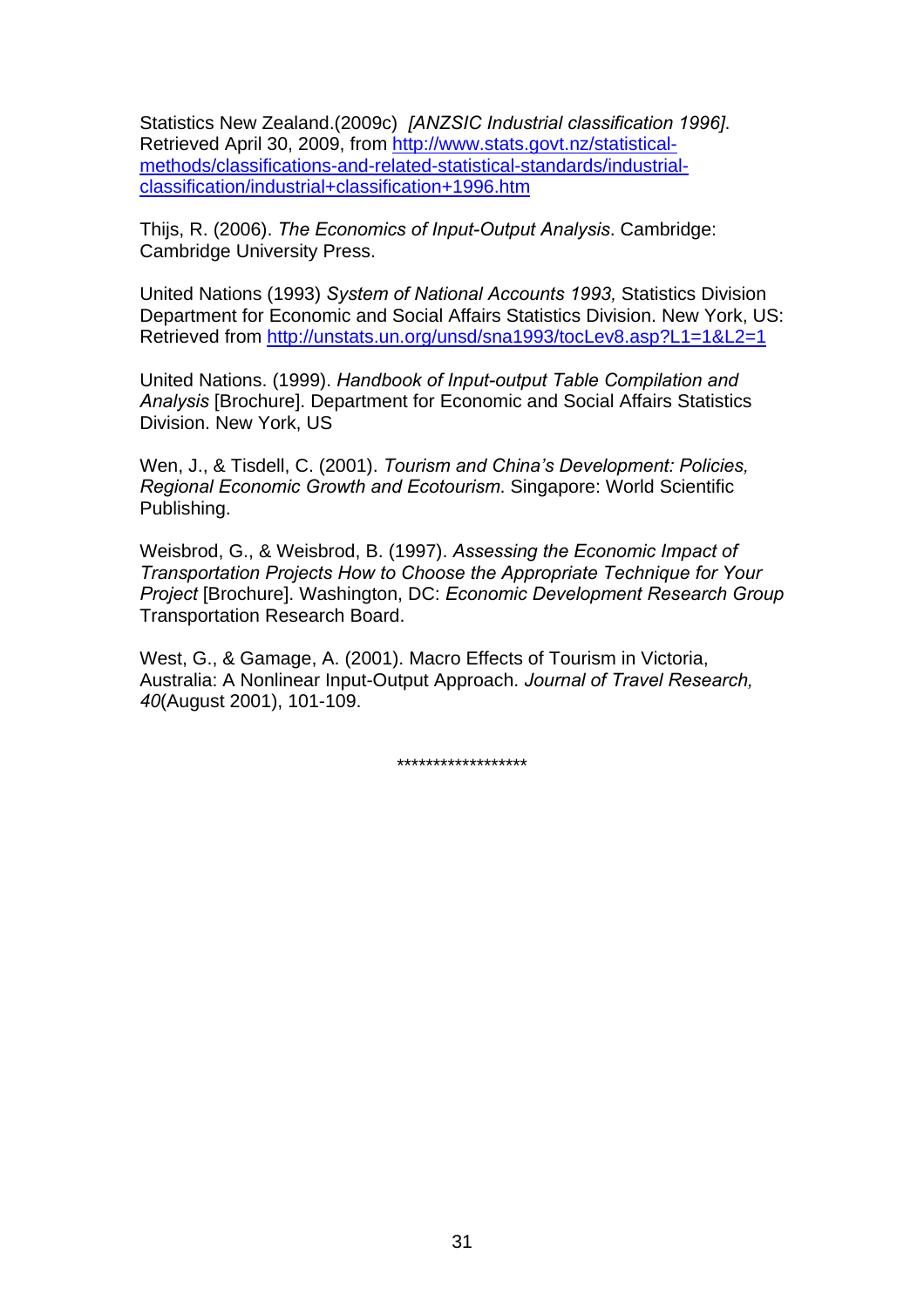Statistics New Zealand.(2009c) *[ANZSIC Industrial classification 1996]*. Retrieved April 30, 2009, from http://www.stats.govt.nz/statistical-methods/classifications-and-related-statistical-standards/industrial-classification/industrial+classification+1996.htm

Thijs, R. (2006). *The Economics of Input-Output Analysis*. Cambridge: Cambridge University Press.

United Nations (1993) *System of National Accounts 1993,* Statistics Division Department for Economic and Social Affairs Statistics Division. New York, US: Retrieved from http://unstats.un.org/unsd/sna1993/tocLev8.asp?L1=1&L2=1

United Nations. (1999). *Handbook of Input-output Table Compilation and Analysis* [Brochure]. Department for Economic and Social Affairs Statistics Division. New York, US

Wen, J., & Tisdell, C. (2001). *Tourism and China's Development: Policies, Regional Economic Growth and Ecotourism*. Singapore: World Scientific Publishing.

Weisbrod, G., & Weisbrod, B. (1997). *Assessing the Economic Impact of Transportation Projects How to Choose the Appropriate Technique for Your Project* [Brochure]. Washington, DC: *Economic Development Research Group* Transportation Research Board.

West, G., & Gamage, A. (2001). Macro Effects of Tourism in Victoria, Australia: A Nonlinear Input-Output Approach. *Journal of Travel Research, 40*(August 2001), 101-109.

******************